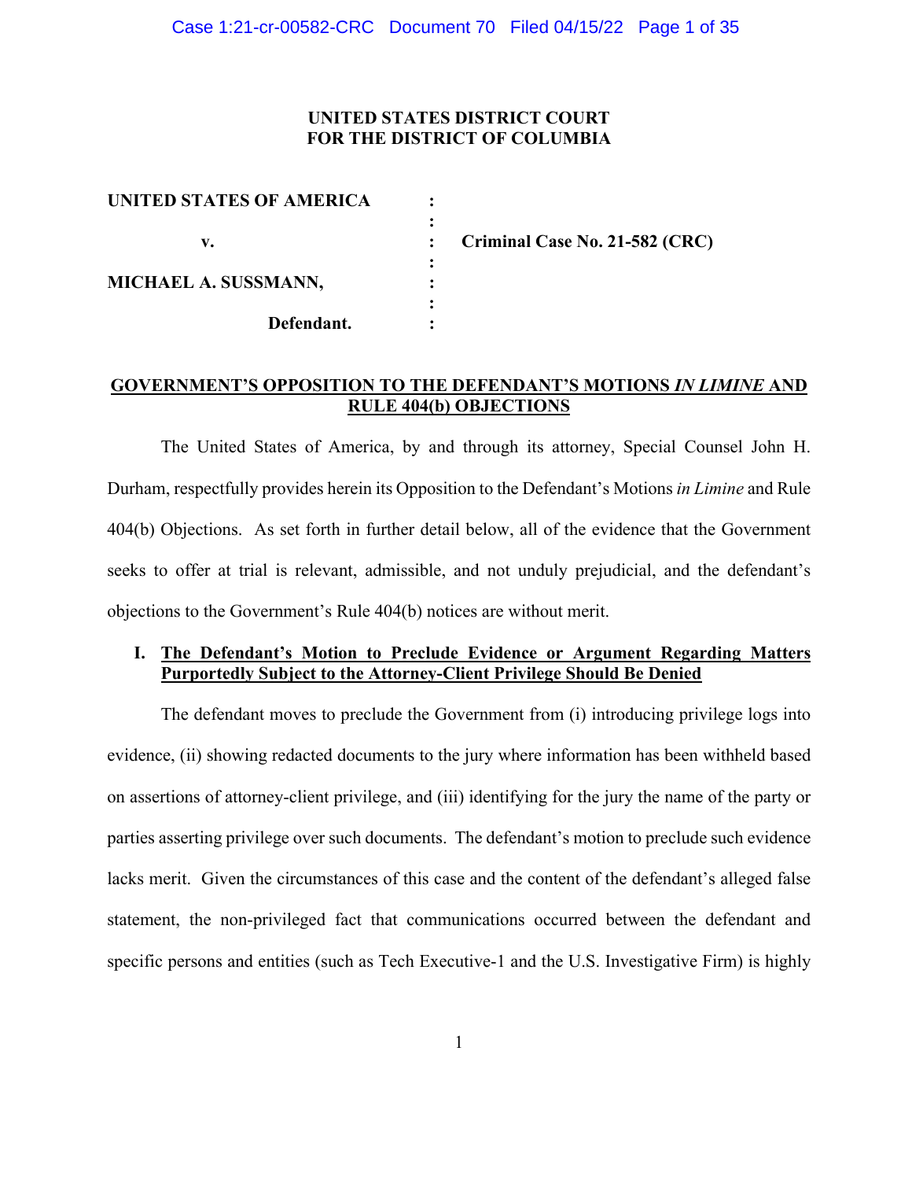**UNITED STATES DISTRICT COURT**
**FOR THE DISTRICT OF COLUMBIA**

| | | |
|---|---|---|
| **UNITED STATES OF AMERICA** | : | |
| | : | |
| **v.** | : | **Criminal Case No. 21-582 (CRC)** |
| | : | |
| **MICHAEL A. SUSSMANN,** | : | |
| | : | |
| **Defendant.** | : | |

**GOVERNMENT'S OPPOSITION TO THE DEFENDANT'S MOTIONS *IN LIMINE* AND RULE 404(b) OBJECTIONS**

The United States of America, by and through its attorney, Special Counsel John H. Durham, respectfully provides herein its Opposition to the Defendant's Motions *in Limine* and Rule 404(b) Objections. As set forth in further detail below, all of the evidence that the Government seeks to offer at trial is relevant, admissible, and not unduly prejudicial, and the defendant's objections to the Government's Rule 404(b) notices are without merit.

## I. The Defendant's Motion to Preclude Evidence or Argument Regarding Matters Purportedly Subject to the Attorney-Client Privilege Should Be Denied

The defendant moves to preclude the Government from (i) introducing privilege logs into evidence, (ii) showing redacted documents to the jury where information has been withheld based on assertions of attorney-client privilege, and (iii) identifying for the jury the name of the party or parties asserting privilege over such documents. The defendant's motion to preclude such evidence lacks merit. Given the circumstances of this case and the content of the defendant's alleged false statement, the non-privileged fact that communications occurred between the defendant and specific persons and entities (such as Tech Executive-1 and the U.S. Investigative Firm) is highly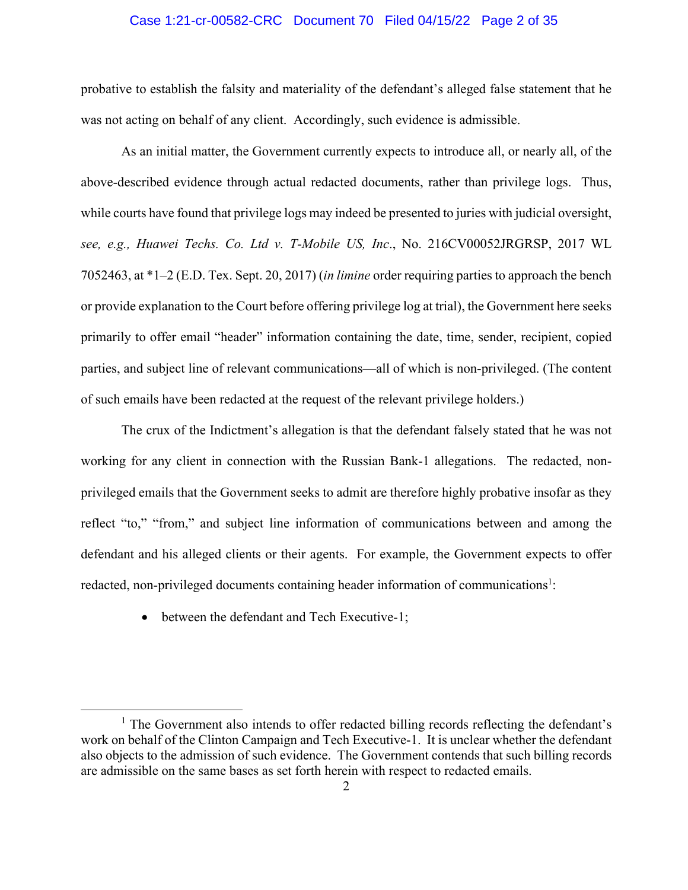probative to establish the falsity and materiality of the defendant's alleged false statement that he was not acting on behalf of any client. Accordingly, such evidence is admissible.

As an initial matter, the Government currently expects to introduce all, or nearly all, of the above-described evidence through actual redacted documents, rather than privilege logs. Thus, while courts have found that privilege logs may indeed be presented to juries with judicial oversight, *see, e.g., Huawei Techs. Co. Ltd v. T-Mobile US, Inc*., No. 216CV00052JRGRSP, 2017 WL 7052463, at *1–2 (E.D. Tex. Sept. 20, 2017) (*in limine* order requiring parties to approach the bench or provide explanation to the Court before offering privilege log at trial), the Government here seeks primarily to offer email "header" information containing the date, time, sender, recipient, copied parties, and subject line of relevant communications—all of which is non-privileged. (The content of such emails have been redacted at the request of the relevant privilege holders.)

The crux of the Indictment's allegation is that the defendant falsely stated that he was not working for any client in connection with the Russian Bank-1 allegations. The redacted, non-privileged emails that the Government seeks to admit are therefore highly probative insofar as they reflect "to," "from," and subject line information of communications between and among the defendant and his alleged clients or their agents. For example, the Government expects to offer redacted, non-privileged documents containing header information of communications[1]:

- between the defendant and Tech Executive-1;

[1] The Government also intends to offer redacted billing records reflecting the defendant's work on behalf of the Clinton Campaign and Tech Executive-1. It is unclear whether the defendant also objects to the admission of such evidence. The Government contends that such billing records are admissible on the same bases as set forth herein with respect to redacted emails.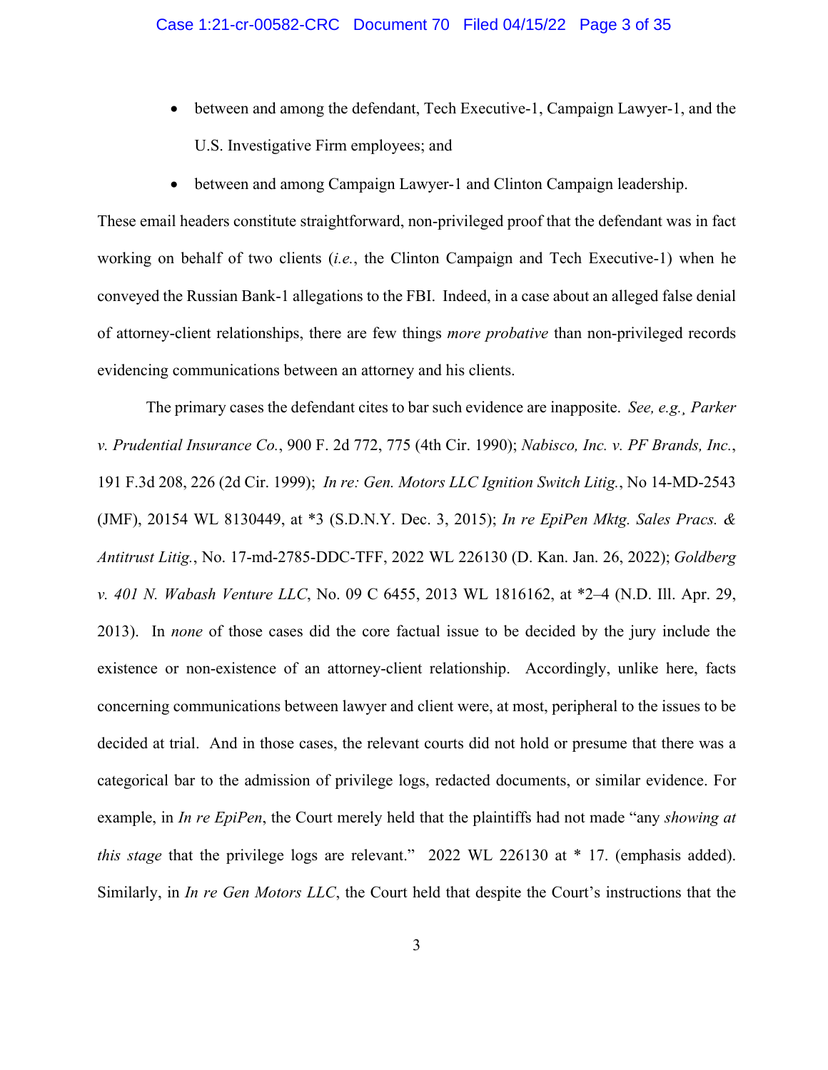- between and among the defendant, Tech Executive-1, Campaign Lawyer-1, and the U.S. Investigative Firm employees; and
- between and among Campaign Lawyer-1 and Clinton Campaign leadership.

These email headers constitute straightforward, non-privileged proof that the defendant was in fact working on behalf of two clients (*i.e.*, the Clinton Campaign and Tech Executive-1) when he conveyed the Russian Bank-1 allegations to the FBI. Indeed, in a case about an alleged false denial of attorney-client relationships, there are few things *more probative* than non-privileged records evidencing communications between an attorney and his clients.

The primary cases the defendant cites to bar such evidence are inapposite. *See, e.g.¸ Parker v. Prudential Insurance Co.*, 900 F. 2d 772, 775 (4th Cir. 1990); *Nabisco, Inc. v. PF Brands, Inc.*, 191 F.3d 208, 226 (2d Cir. 1999); *In re: Gen. Motors LLC Ignition Switch Litig.*, No 14-MD-2543 (JMF), 20154 WL 8130449, at \*3 (S.D.N.Y. Dec. 3, 2015); *In re EpiPen Mktg. Sales Pracs. & Antitrust Litig.*, No. 17-md-2785-DDC-TFF, 2022 WL 226130 (D. Kan. Jan. 26, 2022); *Goldberg v. 401 N. Wabash Venture LLC*, No. 09 C 6455, 2013 WL 1816162, at \*2–4 (N.D. Ill. Apr. 29, 2013). In *none* of those cases did the core factual issue to be decided by the jury include the existence or non-existence of an attorney-client relationship. Accordingly, unlike here, facts concerning communications between lawyer and client were, at most, peripheral to the issues to be decided at trial. And in those cases, the relevant courts did not hold or presume that there was a categorical bar to the admission of privilege logs, redacted documents, or similar evidence. For example, in *In re EpiPen*, the Court merely held that the plaintiffs had not made "any *showing at this stage* that the privilege logs are relevant." 2022 WL 226130 at \* 17. (emphasis added). Similarly, in *In re Gen Motors LLC*, the Court held that despite the Court's instructions that the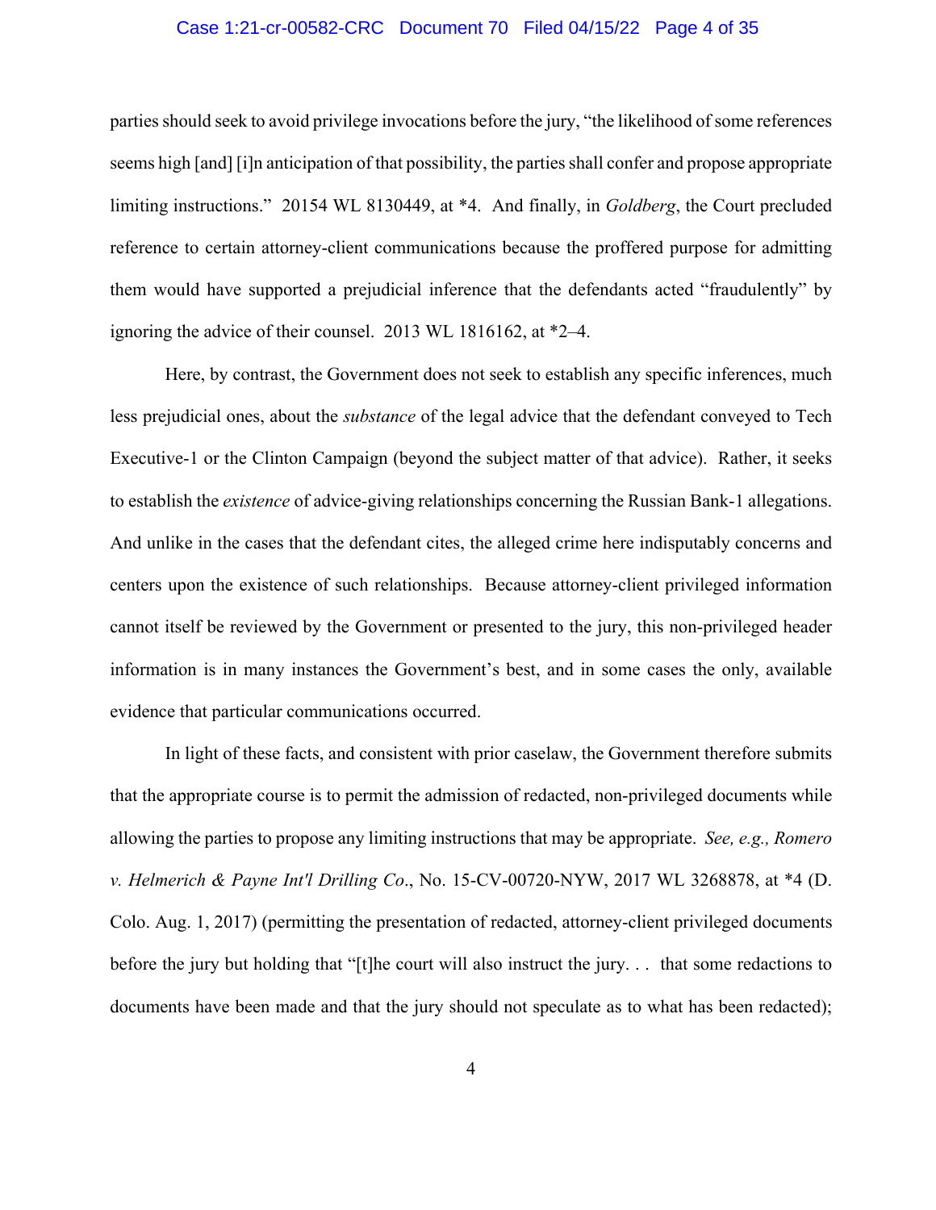parties should seek to avoid privilege invocations before the jury, "the likelihood of some references seems high [and] [i]n anticipation of that possibility, the parties shall confer and propose appropriate limiting instructions." 20154 WL 8130449, at *4. And finally, in *Goldberg*, the Court precluded reference to certain attorney-client communications because the proffered purpose for admitting them would have supported a prejudicial inference that the defendants acted "fraudulently" by ignoring the advice of their counsel. 2013 WL 1816162, at *2–4.

Here, by contrast, the Government does not seek to establish any specific inferences, much less prejudicial ones, about the *substance* of the legal advice that the defendant conveyed to Tech Executive-1 or the Clinton Campaign (beyond the subject matter of that advice). Rather, it seeks to establish the *existence* of advice-giving relationships concerning the Russian Bank-1 allegations. And unlike in the cases that the defendant cites, the alleged crime here indisputably concerns and centers upon the existence of such relationships. Because attorney-client privileged information cannot itself be reviewed by the Government or presented to the jury, this non-privileged header information is in many instances the Government's best, and in some cases the only, available evidence that particular communications occurred.

In light of these facts, and consistent with prior caselaw, the Government therefore submits that the appropriate course is to permit the admission of redacted, non-privileged documents while allowing the parties to propose any limiting instructions that may be appropriate. *See, e.g., Romero v. Helmerich & Payne Int'l Drilling Co*., No. 15-CV-00720-NYW, 2017 WL 3268878, at *4 (D. Colo. Aug. 1, 2017) (permitting the presentation of redacted, attorney-client privileged documents before the jury but holding that "[t]he court will also instruct the jury. . . that some redactions to documents have been made and that the jury should not speculate as to what has been redacted);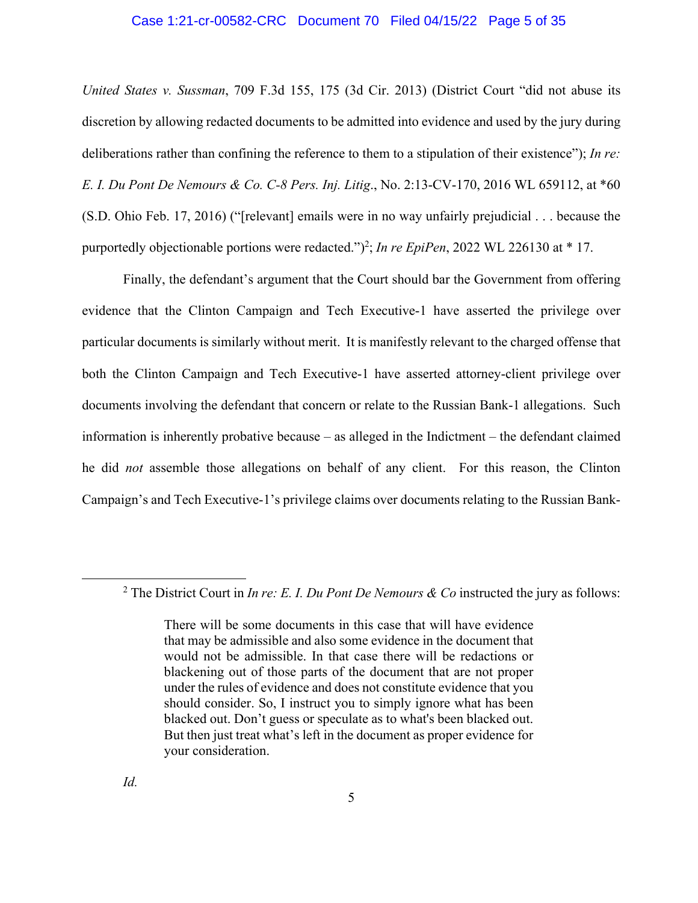*United States v. Sussman*, 709 F.3d 155, 175 (3d Cir. 2013) (District Court "did not abuse its discretion by allowing redacted documents to be admitted into evidence and used by the jury during deliberations rather than confining the reference to them to a stipulation of their existence"); *In re: E. I. Du Pont De Nemours & Co. C-8 Pers. Inj. Litig*., No. 2:13-CV-170, 2016 WL 659112, at *60 (S.D. Ohio Feb. 17, 2016) ("[relevant] emails were in no way unfairly prejudicial . . . because the purportedly objectionable portions were redacted.")[2]; *In re EpiPen*, 2022 WL 226130 at * 17.

Finally, the defendant's argument that the Court should bar the Government from offering evidence that the Clinton Campaign and Tech Executive-1 have asserted the privilege over particular documents is similarly without merit. It is manifestly relevant to the charged offense that both the Clinton Campaign and Tech Executive-1 have asserted attorney-client privilege over documents involving the defendant that concern or relate to the Russian Bank-1 allegations. Such information is inherently probative because – as alleged in the Indictment – the defendant claimed he did *not* assemble those allegations on behalf of any client. For this reason, the Clinton Campaign's and Tech Executive-1's privilege claims over documents relating to the Russian Bank-

---

[2] The District Court in *In re: E. I. Du Pont De Nemours & Co* instructed the jury as follows:

> There will be some documents in this case that will have evidence that may be admissible and also some evidence in the document that would not be admissible. In that case there will be redactions or blackening out of those parts of the document that are not proper under the rules of evidence and does not constitute evidence that you should consider. So, I instruct you to simply ignore what has been blacked out. Don't guess or speculate as to what's been blacked out. But then just treat what's left in the document as proper evidence for your consideration.

*Id.*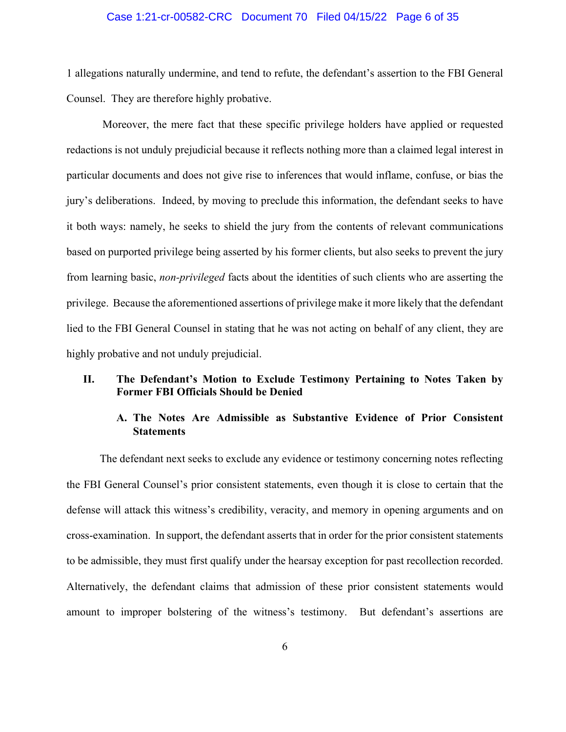1 allegations naturally undermine, and tend to refute, the defendant's assertion to the FBI General Counsel. They are therefore highly probative.

Moreover, the mere fact that these specific privilege holders have applied or requested redactions is not unduly prejudicial because it reflects nothing more than a claimed legal interest in particular documents and does not give rise to inferences that would inflame, confuse, or bias the jury's deliberations. Indeed, by moving to preclude this information, the defendant seeks to have it both ways: namely, he seeks to shield the jury from the contents of relevant communications based on purported privilege being asserted by his former clients, but also seeks to prevent the jury from learning basic, *non-privileged* facts about the identities of such clients who are asserting the privilege. Because the aforementioned assertions of privilege make it more likely that the defendant lied to the FBI General Counsel in stating that he was not acting on behalf of any client, they are highly probative and not unduly prejudicial.

## II. The Defendant's Motion to Exclude Testimony Pertaining to Notes Taken by Former FBI Officials Should be Denied

### A. The Notes Are Admissible as Substantive Evidence of Prior Consistent Statements

The defendant next seeks to exclude any evidence or testimony concerning notes reflecting the FBI General Counsel's prior consistent statements, even though it is close to certain that the defense will attack this witness's credibility, veracity, and memory in opening arguments and on cross-examination. In support, the defendant asserts that in order for the prior consistent statements to be admissible, they must first qualify under the hearsay exception for past recollection recorded. Alternatively, the defendant claims that admission of these prior consistent statements would amount to improper bolstering of the witness's testimony. But defendant's assertions are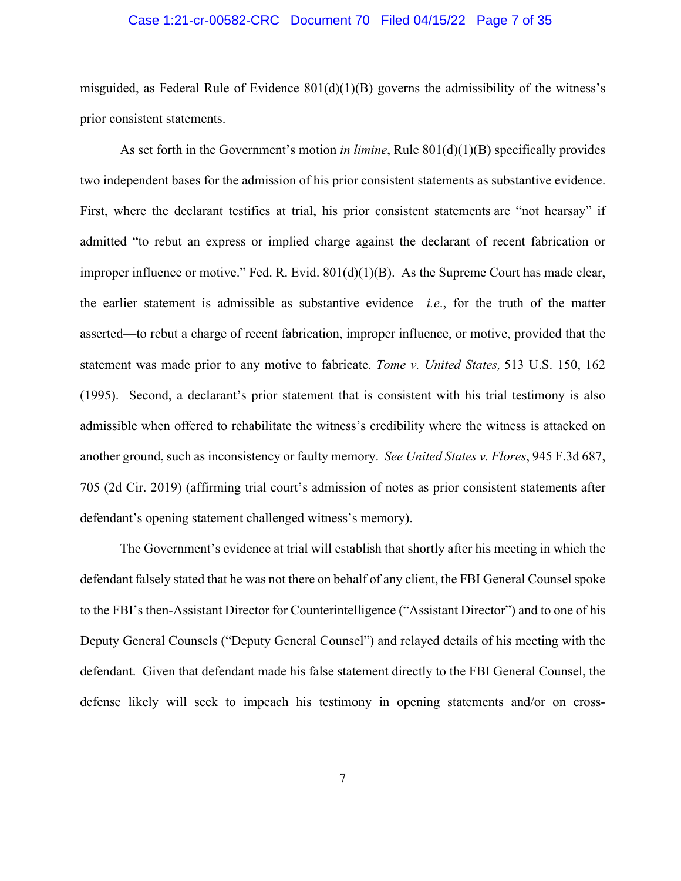misguided, as Federal Rule of Evidence 801(d)(1)(B) governs the admissibility of the witness's prior consistent statements.

As set forth in the Government's motion *in limine*, Rule 801(d)(1)(B) specifically provides two independent bases for the admission of his prior consistent statements as substantive evidence. First, where the declarant testifies at trial, his prior consistent statements are "not hearsay" if admitted "to rebut an express or implied charge against the declarant of recent fabrication or improper influence or motive." Fed. R. Evid. 801(d)(1)(B). As the Supreme Court has made clear, the earlier statement is admissible as substantive evidence—*i.e.*, for the truth of the matter asserted—to rebut a charge of recent fabrication, improper influence, or motive, provided that the statement was made prior to any motive to fabricate. *Tome v. United States,* 513 U.S. 150, 162 (1995). Second, a declarant's prior statement that is consistent with his trial testimony is also admissible when offered to rehabilitate the witness's credibility where the witness is attacked on another ground, such as inconsistency or faulty memory. *See United States v. Flores*, 945 F.3d 687, 705 (2d Cir. 2019) (affirming trial court's admission of notes as prior consistent statements after defendant's opening statement challenged witness's memory).

The Government's evidence at trial will establish that shortly after his meeting in which the defendant falsely stated that he was not there on behalf of any client, the FBI General Counsel spoke to the FBI's then-Assistant Director for Counterintelligence ("Assistant Director") and to one of his Deputy General Counsels ("Deputy General Counsel") and relayed details of his meeting with the defendant. Given that defendant made his false statement directly to the FBI General Counsel, the defense likely will seek to impeach his testimony in opening statements and/or on cross-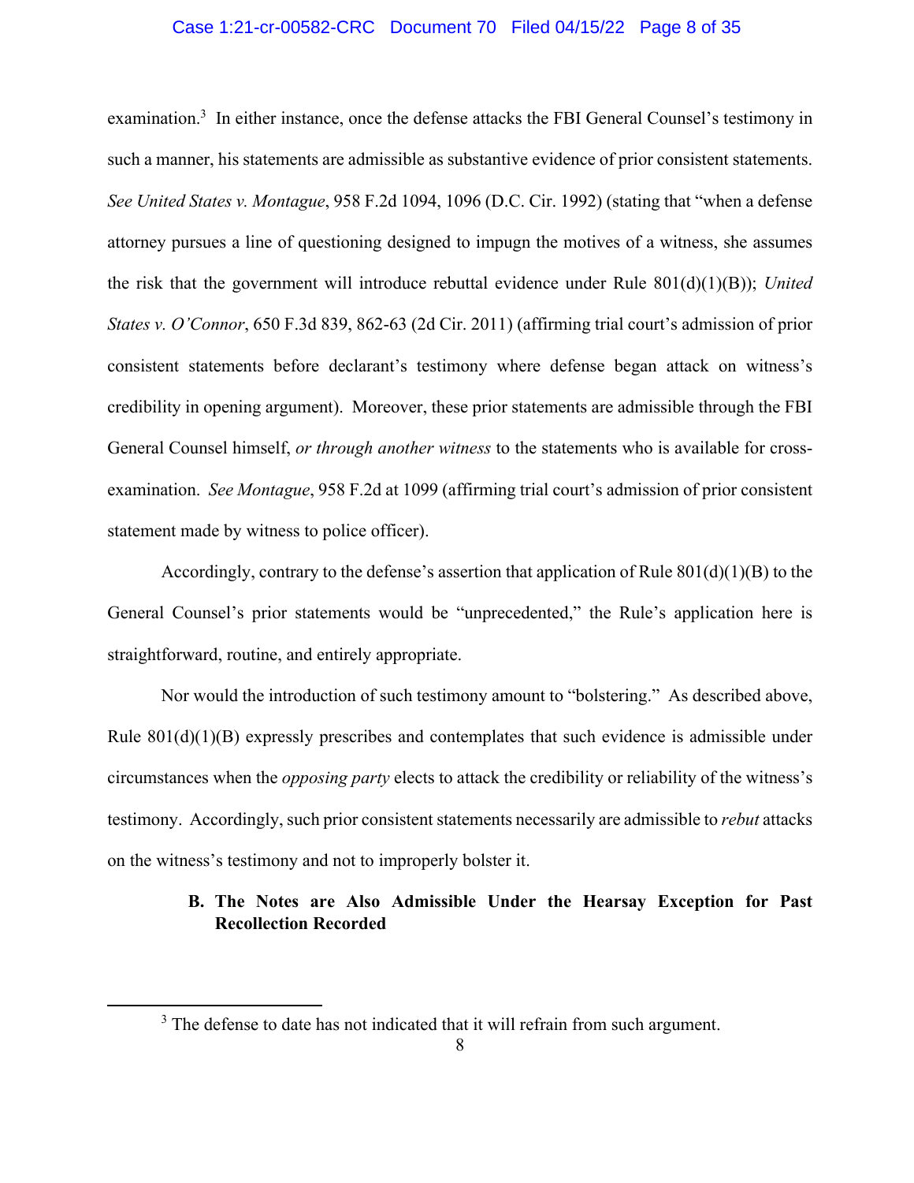examination.[3] In either instance, once the defense attacks the FBI General Counsel's testimony in such a manner, his statements are admissible as substantive evidence of prior consistent statements. *See United States v. Montague*, 958 F.2d 1094, 1096 (D.C. Cir. 1992) (stating that "when a defense attorney pursues a line of questioning designed to impugn the motives of a witness, she assumes the risk that the government will introduce rebuttal evidence under Rule 801(d)(1)(B)); *United States v. O'Connor*, 650 F.3d 839, 862-63 (2d Cir. 2011) (affirming trial court's admission of prior consistent statements before declarant's testimony where defense began attack on witness's credibility in opening argument). Moreover, these prior statements are admissible through the FBI General Counsel himself, *or through another witness* to the statements who is available for cross-examination. *See Montague*, 958 F.2d at 1099 (affirming trial court's admission of prior consistent statement made by witness to police officer).

Accordingly, contrary to the defense's assertion that application of Rule 801(d)(1)(B) to the General Counsel's prior statements would be "unprecedented," the Rule's application here is straightforward, routine, and entirely appropriate.

Nor would the introduction of such testimony amount to "bolstering." As described above, Rule 801(d)(1)(B) expressly prescribes and contemplates that such evidence is admissible under circumstances when the *opposing party* elects to attack the credibility or reliability of the witness's testimony. Accordingly, such prior consistent statements necessarily are admissible to *rebut* attacks on the witness's testimony and not to improperly bolster it.

### B. The Notes are Also Admissible Under the Hearsay Exception for Past Recollection Recorded

[3] The defense to date has not indicated that it will refrain from such argument.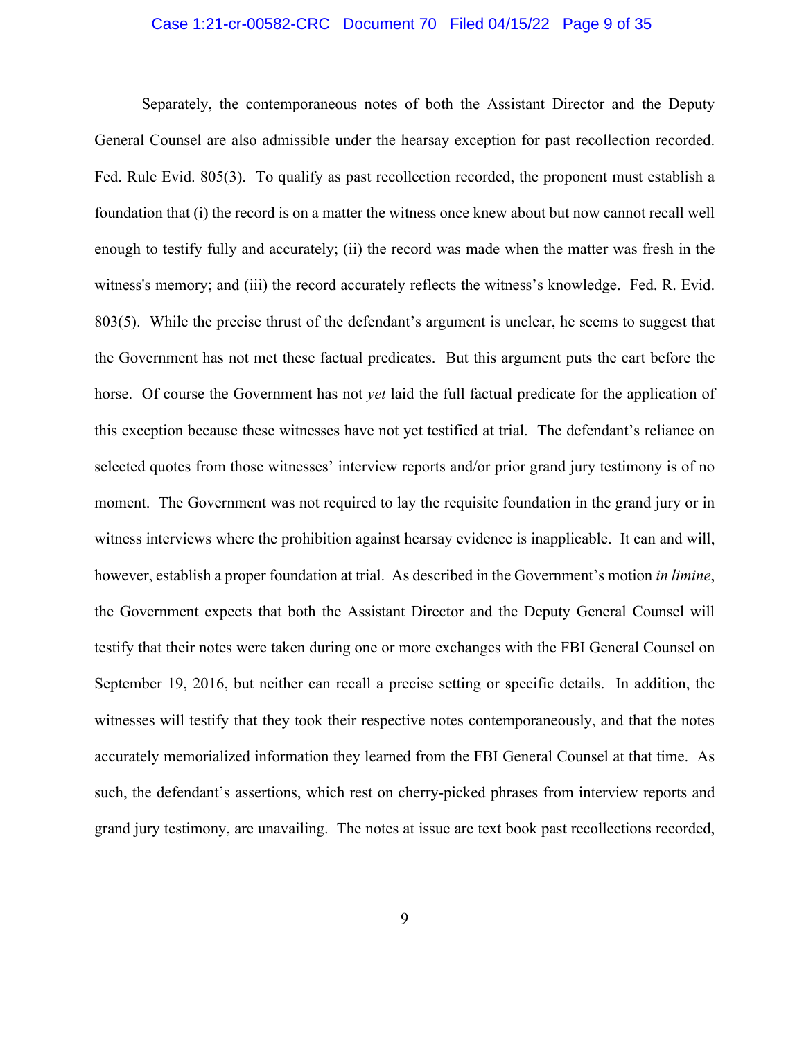Separately, the contemporaneous notes of both the Assistant Director and the Deputy General Counsel are also admissible under the hearsay exception for past recollection recorded. Fed. Rule Evid. 805(3). To qualify as past recollection recorded, the proponent must establish a foundation that (i) the record is on a matter the witness once knew about but now cannot recall well enough to testify fully and accurately; (ii) the record was made when the matter was fresh in the witness's memory; and (iii) the record accurately reflects the witness's knowledge. Fed. R. Evid. 803(5). While the precise thrust of the defendant's argument is unclear, he seems to suggest that the Government has not met these factual predicates. But this argument puts the cart before the horse. Of course the Government has not *yet* laid the full factual predicate for the application of this exception because these witnesses have not yet testified at trial. The defendant's reliance on selected quotes from those witnesses' interview reports and/or prior grand jury testimony is of no moment. The Government was not required to lay the requisite foundation in the grand jury or in witness interviews where the prohibition against hearsay evidence is inapplicable. It can and will, however, establish a proper foundation at trial. As described in the Government's motion *in limine*, the Government expects that both the Assistant Director and the Deputy General Counsel will testify that their notes were taken during one or more exchanges with the FBI General Counsel on September 19, 2016, but neither can recall a precise setting or specific details. In addition, the witnesses will testify that they took their respective notes contemporaneously, and that the notes accurately memorialized information they learned from the FBI General Counsel at that time. As such, the defendant's assertions, which rest on cherry-picked phrases from interview reports and grand jury testimony, are unavailing. The notes at issue are text book past recollections recorded,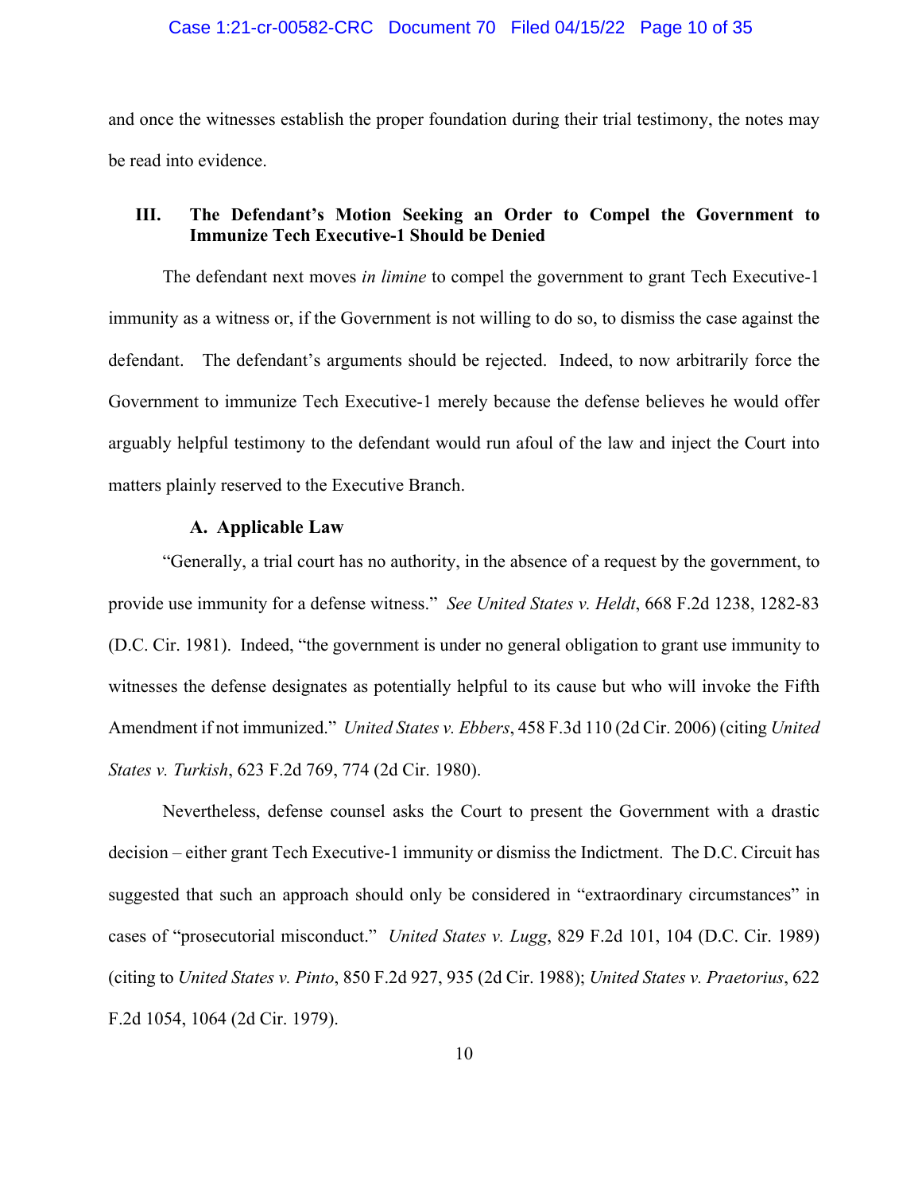and once the witnesses establish the proper foundation during their trial testimony, the notes may be read into evidence.

### III. The Defendant's Motion Seeking an Order to Compel the Government to Immunize Tech Executive-1 Should be Denied

The defendant next moves *in limine* to compel the government to grant Tech Executive-1 immunity as a witness or, if the Government is not willing to do so, to dismiss the case against the defendant. The defendant's arguments should be rejected. Indeed, to now arbitrarily force the Government to immunize Tech Executive-1 merely because the defense believes he would offer arguably helpful testimony to the defendant would run afoul of the law and inject the Court into matters plainly reserved to the Executive Branch.

#### A. Applicable Law

"Generally, a trial court has no authority, in the absence of a request by the government, to provide use immunity for a defense witness." *See United States v. Heldt*, 668 F.2d 1238, 1282-83 (D.C. Cir. 1981). Indeed, "the government is under no general obligation to grant use immunity to witnesses the defense designates as potentially helpful to its cause but who will invoke the Fifth Amendment if not immunized." *United States v. Ebbers*, 458 F.3d 110 (2d Cir. 2006) (citing *United States v. Turkish*, 623 F.2d 769, 774 (2d Cir. 1980).

Nevertheless, defense counsel asks the Court to present the Government with a drastic decision – either grant Tech Executive-1 immunity or dismiss the Indictment. The D.C. Circuit has suggested that such an approach should only be considered in "extraordinary circumstances" in cases of "prosecutorial misconduct." *United States v. Lugg*, 829 F.2d 101, 104 (D.C. Cir. 1989) (citing to *United States v. Pinto*, 850 F.2d 927, 935 (2d Cir. 1988); *United States v. Praetorius*, 622 F.2d 1054, 1064 (2d Cir. 1979).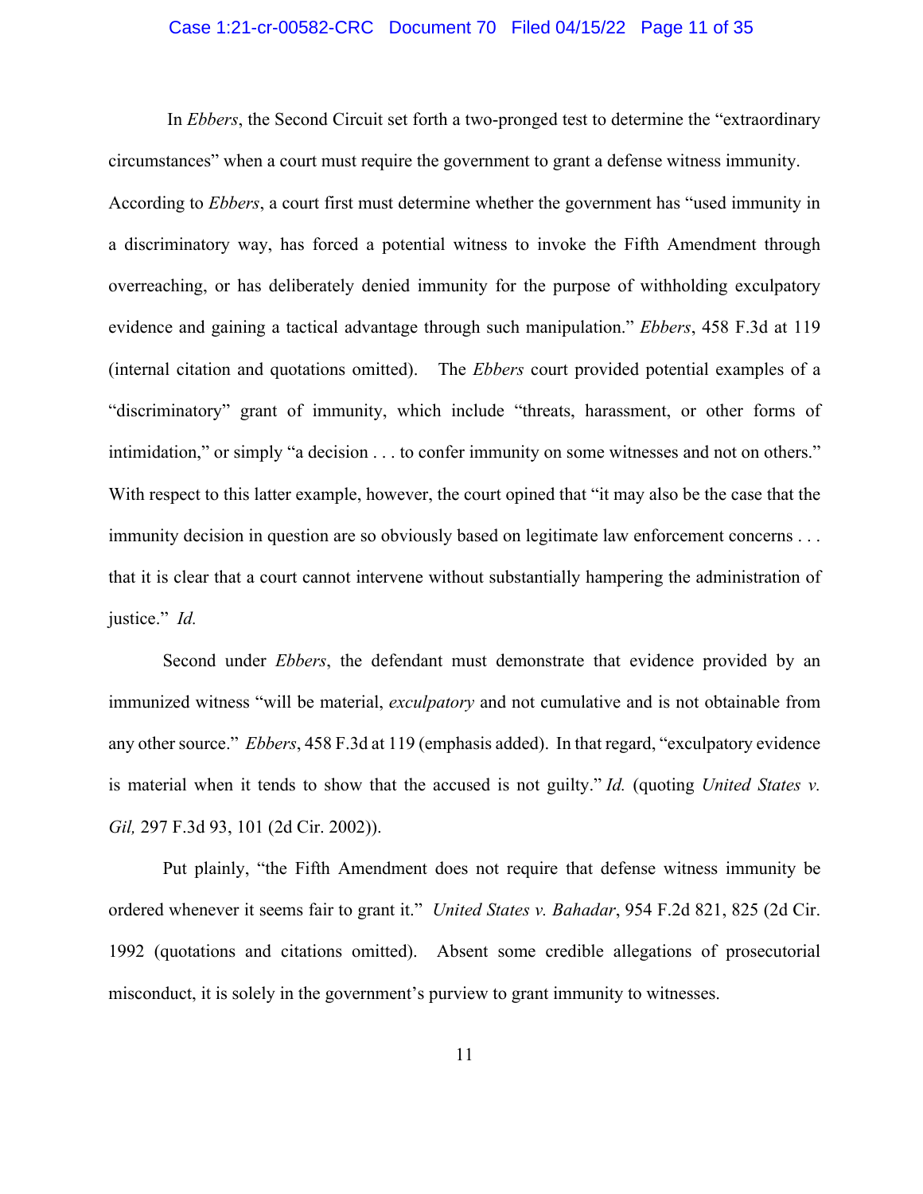In *Ebbers*, the Second Circuit set forth a two-pronged test to determine the "extraordinary circumstances" when a court must require the government to grant a defense witness immunity. According to *Ebbers*, a court first must determine whether the government has "used immunity in a discriminatory way, has forced a potential witness to invoke the Fifth Amendment through overreaching, or has deliberately denied immunity for the purpose of withholding exculpatory evidence and gaining a tactical advantage through such manipulation." *Ebbers*, 458 F.3d at 119 (internal citation and quotations omitted). The *Ebbers* court provided potential examples of a "discriminatory" grant of immunity, which include "threats, harassment, or other forms of intimidation," or simply "a decision . . . to confer immunity on some witnesses and not on others." With respect to this latter example, however, the court opined that "it may also be the case that the immunity decision in question are so obviously based on legitimate law enforcement concerns . . . that it is clear that a court cannot intervene without substantially hampering the administration of justice." *Id.*

Second under *Ebbers*, the defendant must demonstrate that evidence provided by an immunized witness "will be material, *exculpatory* and not cumulative and is not obtainable from any other source." *Ebbers*, 458 F.3d at 119 (emphasis added). In that regard, "exculpatory evidence is material when it tends to show that the accused is not guilty." *Id.* (quoting *United States v. Gil,* 297 F.3d 93, 101 (2d Cir. 2002)).

Put plainly, "the Fifth Amendment does not require that defense witness immunity be ordered whenever it seems fair to grant it." *United States v. Bahadar*, 954 F.2d 821, 825 (2d Cir. 1992 (quotations and citations omitted). Absent some credible allegations of prosecutorial misconduct, it is solely in the government's purview to grant immunity to witnesses.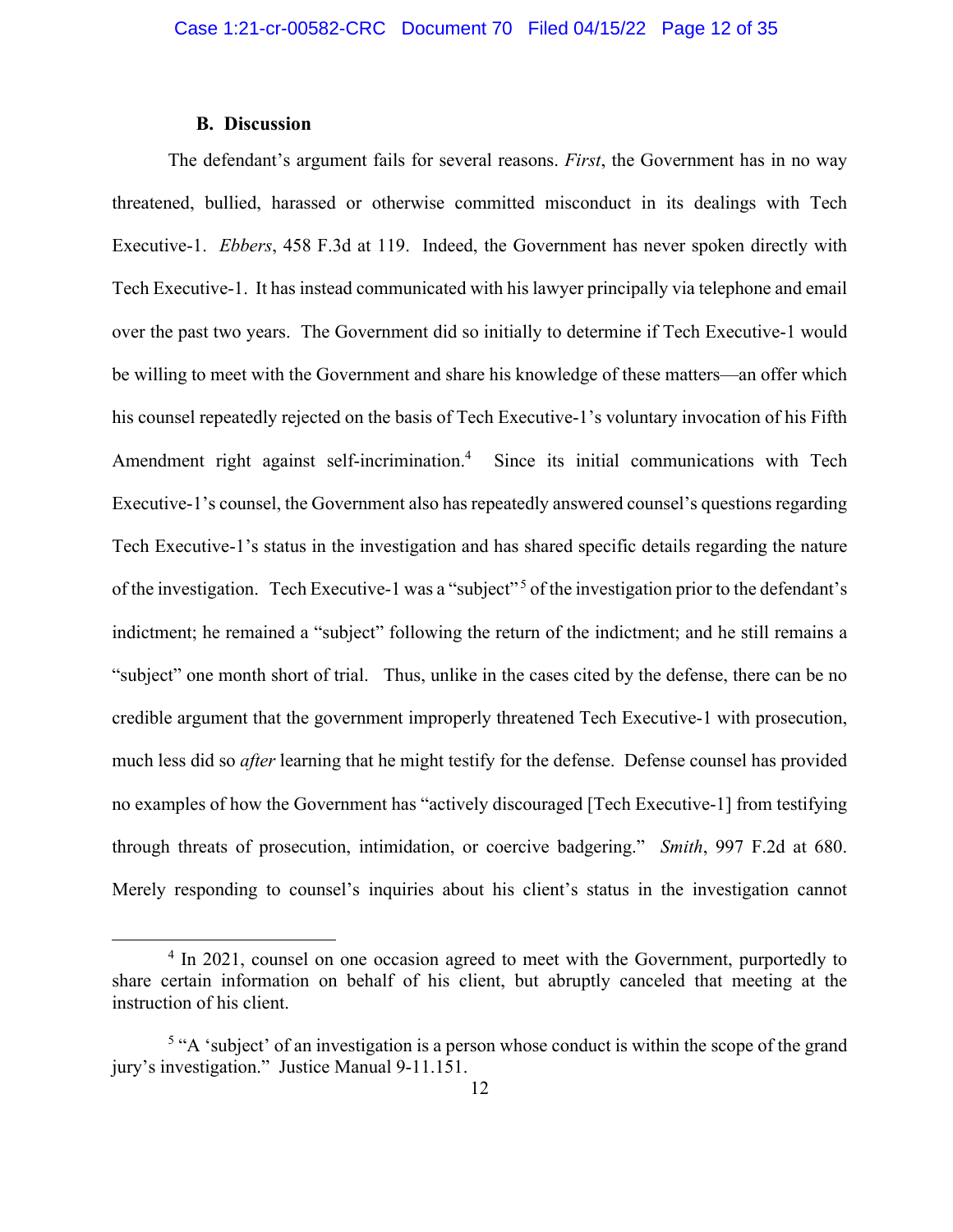### B. Discussion

The defendant's argument fails for several reasons. *First*, the Government has in no way threatened, bullied, harassed or otherwise committed misconduct in its dealings with Tech Executive-1. *Ebbers*, 458 F.3d at 119. Indeed, the Government has never spoken directly with Tech Executive-1. It has instead communicated with his lawyer principally via telephone and email over the past two years. The Government did so initially to determine if Tech Executive-1 would be willing to meet with the Government and share his knowledge of these matters—an offer which his counsel repeatedly rejected on the basis of Tech Executive-1's voluntary invocation of his Fifth Amendment right against self-incrimination.[4] Since its initial communications with Tech Executive-1's counsel, the Government also has repeatedly answered counsel's questions regarding Tech Executive-1's status in the investigation and has shared specific details regarding the nature of the investigation. Tech Executive-1 was a "subject"[5] of the investigation prior to the defendant's indictment; he remained a "subject" following the return of the indictment; and he still remains a "subject" one month short of trial. Thus, unlike in the cases cited by the defense, there can be no credible argument that the government improperly threatened Tech Executive-1 with prosecution, much less did so *after* learning that he might testify for the defense. Defense counsel has provided no examples of how the Government has "actively discouraged [Tech Executive-1] from testifying through threats of prosecution, intimidation, or coercive badgering." *Smith*, 997 F.2d at 680. Merely responding to counsel's inquiries about his client's status in the investigation cannot

---

[4] In 2021, counsel on one occasion agreed to meet with the Government, purportedly to share certain information on behalf of his client, but abruptly canceled that meeting at the instruction of his client.

[5] "A 'subject' of an investigation is a person whose conduct is within the scope of the grand jury's investigation." Justice Manual 9-11.151.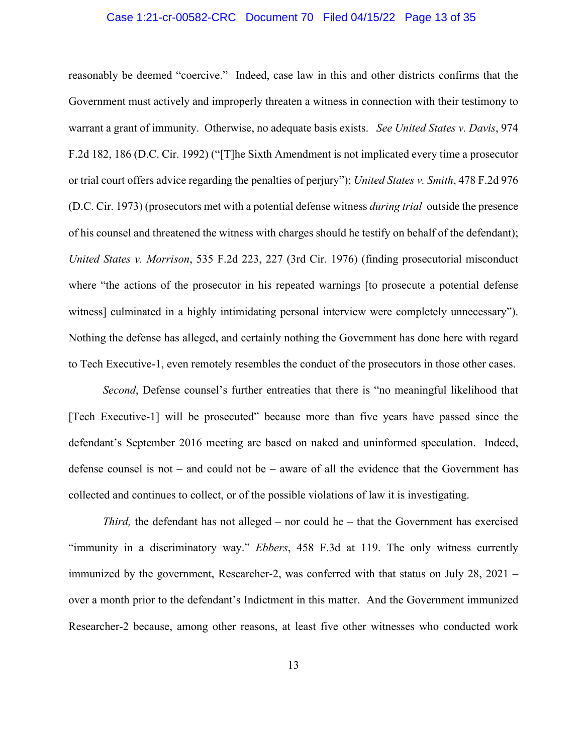reasonably be deemed "coercive." Indeed, case law in this and other districts confirms that the Government must actively and improperly threaten a witness in connection with their testimony to warrant a grant of immunity. Otherwise, no adequate basis exists. *See United States v. Davis*, 974 F.2d 182, 186 (D.C. Cir. 1992) ("[T]he Sixth Amendment is not implicated every time a prosecutor or trial court offers advice regarding the penalties of perjury"); *United States v. Smith*, 478 F.2d 976 (D.C. Cir. 1973) (prosecutors met with a potential defense witness *during trial* outside the presence of his counsel and threatened the witness with charges should he testify on behalf of the defendant); *United States v. Morrison*, 535 F.2d 223, 227 (3rd Cir. 1976) (finding prosecutorial misconduct where "the actions of the prosecutor in his repeated warnings [to prosecute a potential defense witness] culminated in a highly intimidating personal interview were completely unnecessary"). Nothing the defense has alleged, and certainly nothing the Government has done here with regard to Tech Executive-1, even remotely resembles the conduct of the prosecutors in those other cases.

*Second*, Defense counsel's further entreaties that there is "no meaningful likelihood that [Tech Executive-1] will be prosecuted" because more than five years have passed since the defendant's September 2016 meeting are based on naked and uninformed speculation. Indeed, defense counsel is not – and could not be – aware of all the evidence that the Government has collected and continues to collect, or of the possible violations of law it is investigating.

*Third,* the defendant has not alleged – nor could he – that the Government has exercised "immunity in a discriminatory way." *Ebbers*, 458 F.3d at 119. The only witness currently immunized by the government, Researcher-2, was conferred with that status on July 28, 2021 – over a month prior to the defendant's Indictment in this matter. And the Government immunized Researcher-2 because, among other reasons, at least five other witnesses who conducted work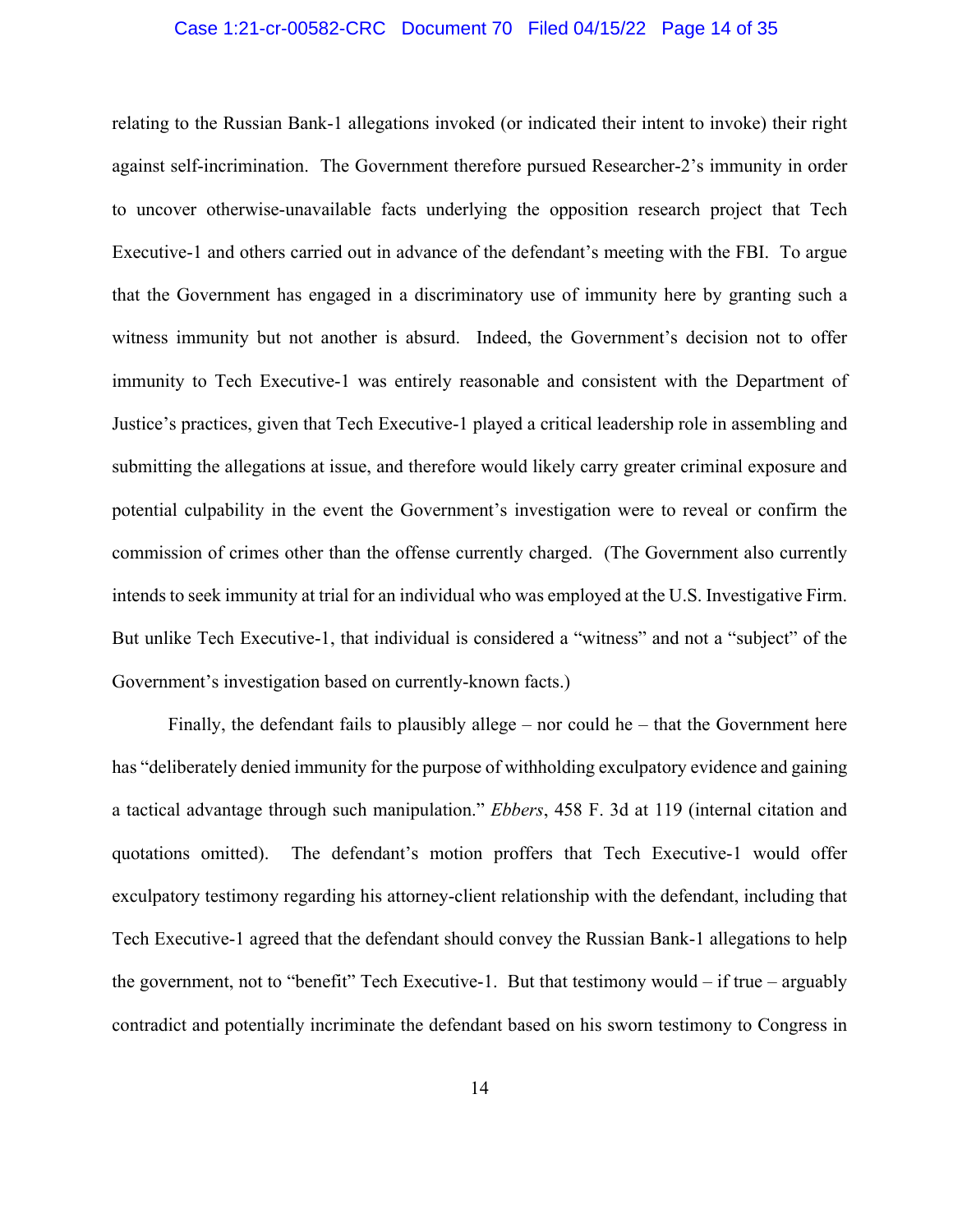relating to the Russian Bank-1 allegations invoked (or indicated their intent to invoke) their right against self-incrimination. The Government therefore pursued Researcher-2's immunity in order to uncover otherwise-unavailable facts underlying the opposition research project that Tech Executive-1 and others carried out in advance of the defendant's meeting with the FBI. To argue that the Government has engaged in a discriminatory use of immunity here by granting such a witness immunity but not another is absurd. Indeed, the Government's decision not to offer immunity to Tech Executive-1 was entirely reasonable and consistent with the Department of Justice's practices, given that Tech Executive-1 played a critical leadership role in assembling and submitting the allegations at issue, and therefore would likely carry greater criminal exposure and potential culpability in the event the Government's investigation were to reveal or confirm the commission of crimes other than the offense currently charged. (The Government also currently intends to seek immunity at trial for an individual who was employed at the U.S. Investigative Firm. But unlike Tech Executive-1, that individual is considered a "witness" and not a "subject" of the Government's investigation based on currently-known facts.)

Finally, the defendant fails to plausibly allege – nor could he – that the Government here has "deliberately denied immunity for the purpose of withholding exculpatory evidence and gaining a tactical advantage through such manipulation." *Ebbers*, 458 F. 3d at 119 (internal citation and quotations omitted). The defendant's motion proffers that Tech Executive-1 would offer exculpatory testimony regarding his attorney-client relationship with the defendant, including that Tech Executive-1 agreed that the defendant should convey the Russian Bank-1 allegations to help the government, not to "benefit" Tech Executive-1. But that testimony would – if true – arguably contradict and potentially incriminate the defendant based on his sworn testimony to Congress in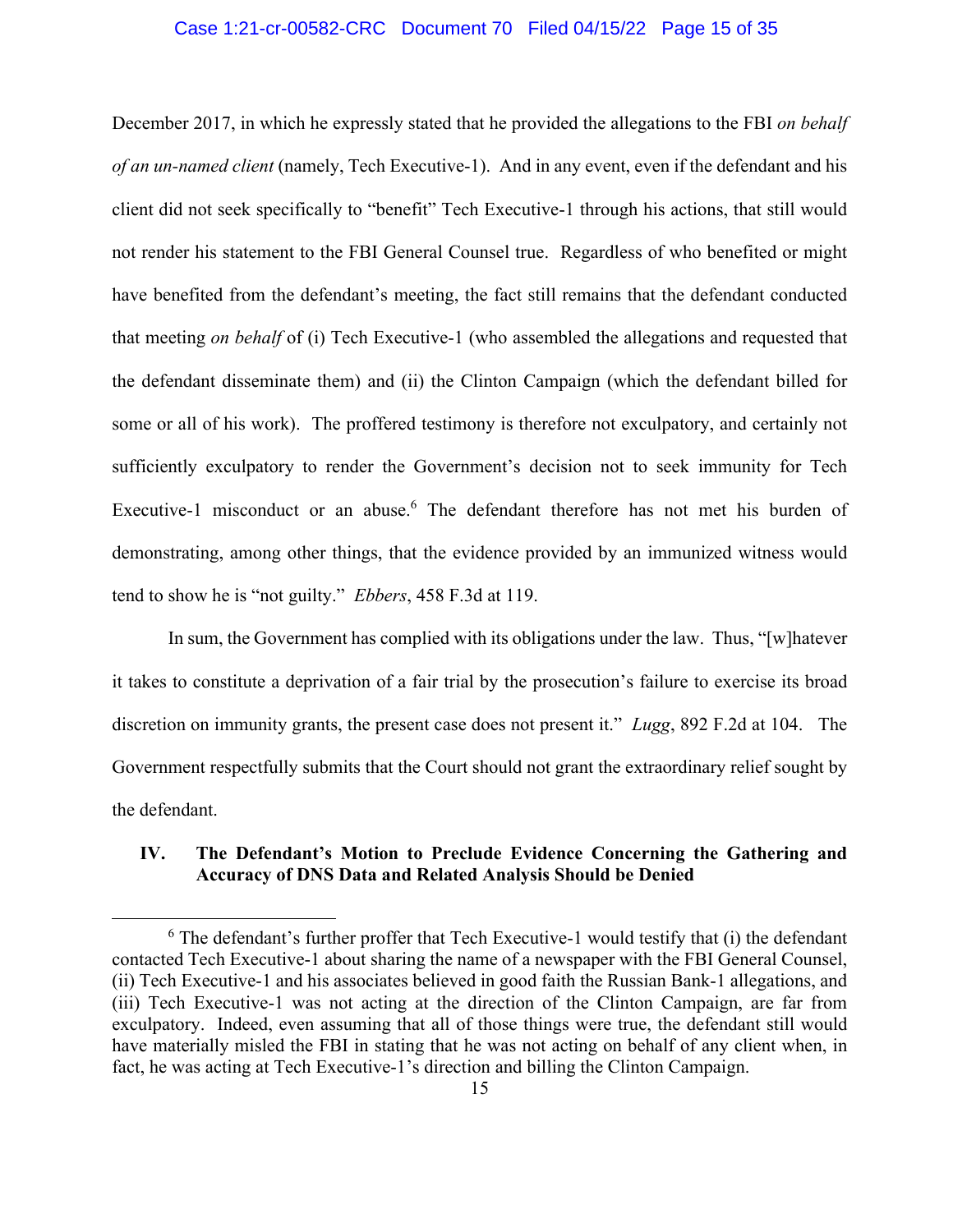December 2017, in which he expressly stated that he provided the allegations to the FBI *on behalf of an un-named client* (namely, Tech Executive-1). And in any event, even if the defendant and his client did not seek specifically to "benefit" Tech Executive-1 through his actions, that still would not render his statement to the FBI General Counsel true. Regardless of who benefited or might have benefited from the defendant's meeting, the fact still remains that the defendant conducted that meeting *on behalf* of (i) Tech Executive-1 (who assembled the allegations and requested that the defendant disseminate them) and (ii) the Clinton Campaign (which the defendant billed for some or all of his work). The proffered testimony is therefore not exculpatory, and certainly not sufficiently exculpatory to render the Government's decision not to seek immunity for Tech Executive-1 misconduct or an abuse.[6] The defendant therefore has not met his burden of demonstrating, among other things, that the evidence provided by an immunized witness would tend to show he is "not guilty." *Ebbers*, 458 F.3d at 119.

In sum, the Government has complied with its obligations under the law. Thus, "[w]hatever it takes to constitute a deprivation of a fair trial by the prosecution's failure to exercise its broad discretion on immunity grants, the present case does not present it." *Lugg*, 892 F.2d at 104. The Government respectfully submits that the Court should not grant the extraordinary relief sought by the defendant.

## IV. The Defendant's Motion to Preclude Evidence Concerning the Gathering and Accuracy of DNS Data and Related Analysis Should be Denied

---

[6] The defendant's further proffer that Tech Executive-1 would testify that (i) the defendant contacted Tech Executive-1 about sharing the name of a newspaper with the FBI General Counsel, (ii) Tech Executive-1 and his associates believed in good faith the Russian Bank-1 allegations, and (iii) Tech Executive-1 was not acting at the direction of the Clinton Campaign, are far from exculpatory. Indeed, even assuming that all of those things were true, the defendant still would have materially misled the FBI in stating that he was not acting on behalf of any client when, in fact, he was acting at Tech Executive-1's direction and billing the Clinton Campaign.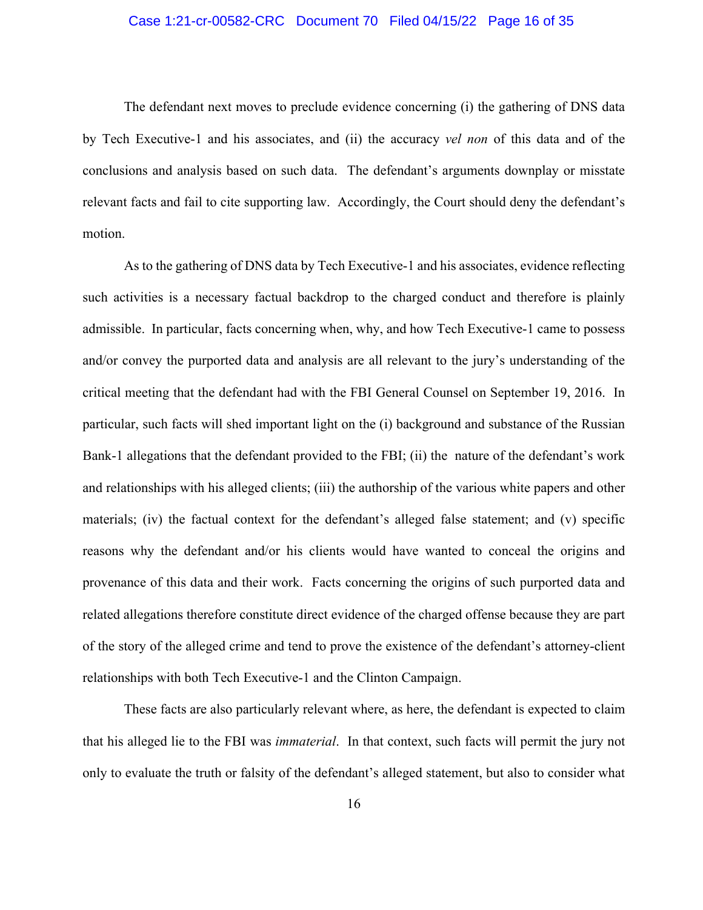The defendant next moves to preclude evidence concerning (i) the gathering of DNS data by Tech Executive-1 and his associates, and (ii) the accuracy *vel non* of this data and of the conclusions and analysis based on such data. The defendant's arguments downplay or misstate relevant facts and fail to cite supporting law. Accordingly, the Court should deny the defendant's motion.

As to the gathering of DNS data by Tech Executive-1 and his associates, evidence reflecting such activities is a necessary factual backdrop to the charged conduct and therefore is plainly admissible. In particular, facts concerning when, why, and how Tech Executive-1 came to possess and/or convey the purported data and analysis are all relevant to the jury's understanding of the critical meeting that the defendant had with the FBI General Counsel on September 19, 2016. In particular, such facts will shed important light on the (i) background and substance of the Russian Bank-1 allegations that the defendant provided to the FBI; (ii) the nature of the defendant's work and relationships with his alleged clients; (iii) the authorship of the various white papers and other materials; (iv) the factual context for the defendant's alleged false statement; and (v) specific reasons why the defendant and/or his clients would have wanted to conceal the origins and provenance of this data and their work. Facts concerning the origins of such purported data and related allegations therefore constitute direct evidence of the charged offense because they are part of the story of the alleged crime and tend to prove the existence of the defendant's attorney-client relationships with both Tech Executive-1 and the Clinton Campaign.

These facts are also particularly relevant where, as here, the defendant is expected to claim that his alleged lie to the FBI was *immaterial*. In that context, such facts will permit the jury not only to evaluate the truth or falsity of the defendant's alleged statement, but also to consider what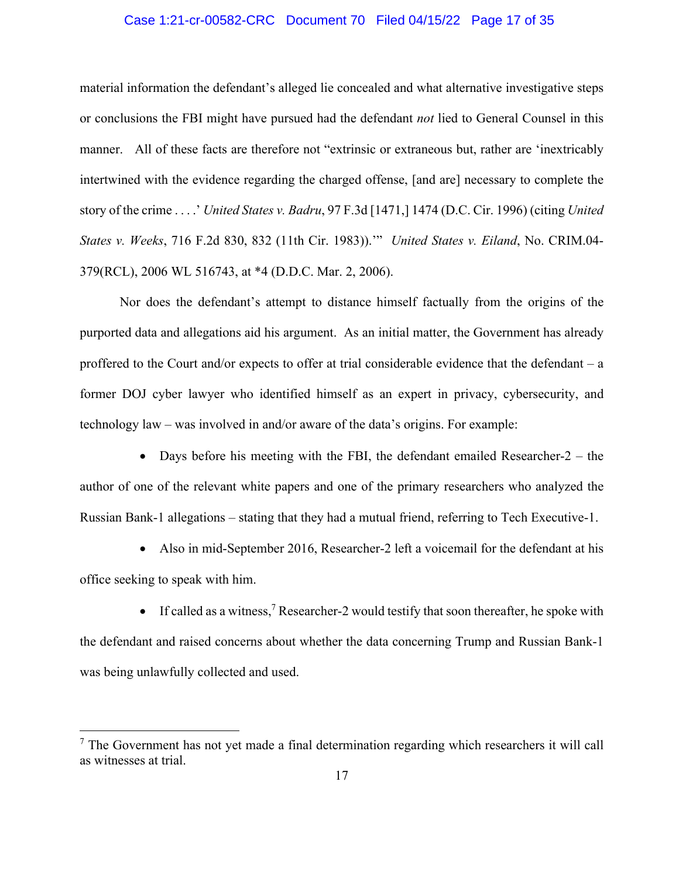material information the defendant's alleged lie concealed and what alternative investigative steps or conclusions the FBI might have pursued had the defendant *not* lied to General Counsel in this manner. All of these facts are therefore not "extrinsic or extraneous but, rather are 'inextricably intertwined with the evidence regarding the charged offense, [and are] necessary to complete the story of the crime . . . .' *United States v. Badru*, 97 F.3d [1471,] 1474 (D.C. Cir. 1996) (citing *United States v. Weeks*, 716 F.2d 830, 832 (11th Cir. 1983)).'" *United States v. Eiland*, No. CRIM.04-379(RCL), 2006 WL 516743, at *4 (D.D.C. Mar. 2, 2006).

Nor does the defendant's attempt to distance himself factually from the origins of the purported data and allegations aid his argument. As an initial matter, the Government has already proffered to the Court and/or expects to offer at trial considerable evidence that the defendant – a former DOJ cyber lawyer who identified himself as an expert in privacy, cybersecurity, and technology law – was involved in and/or aware of the data's origins. For example:

- Days before his meeting with the FBI, the defendant emailed Researcher-2 – the author of one of the relevant white papers and one of the primary researchers who analyzed the Russian Bank-1 allegations – stating that they had a mutual friend, referring to Tech Executive-1.

- Also in mid-September 2016, Researcher-2 left a voicemail for the defendant at his office seeking to speak with him.

- If called as a witness,[7] Researcher-2 would testify that soon thereafter, he spoke with the defendant and raised concerns about whether the data concerning Trump and Russian Bank-1 was being unlawfully collected and used.

---

[7] The Government has not yet made a final determination regarding which researchers it will call as witnesses at trial.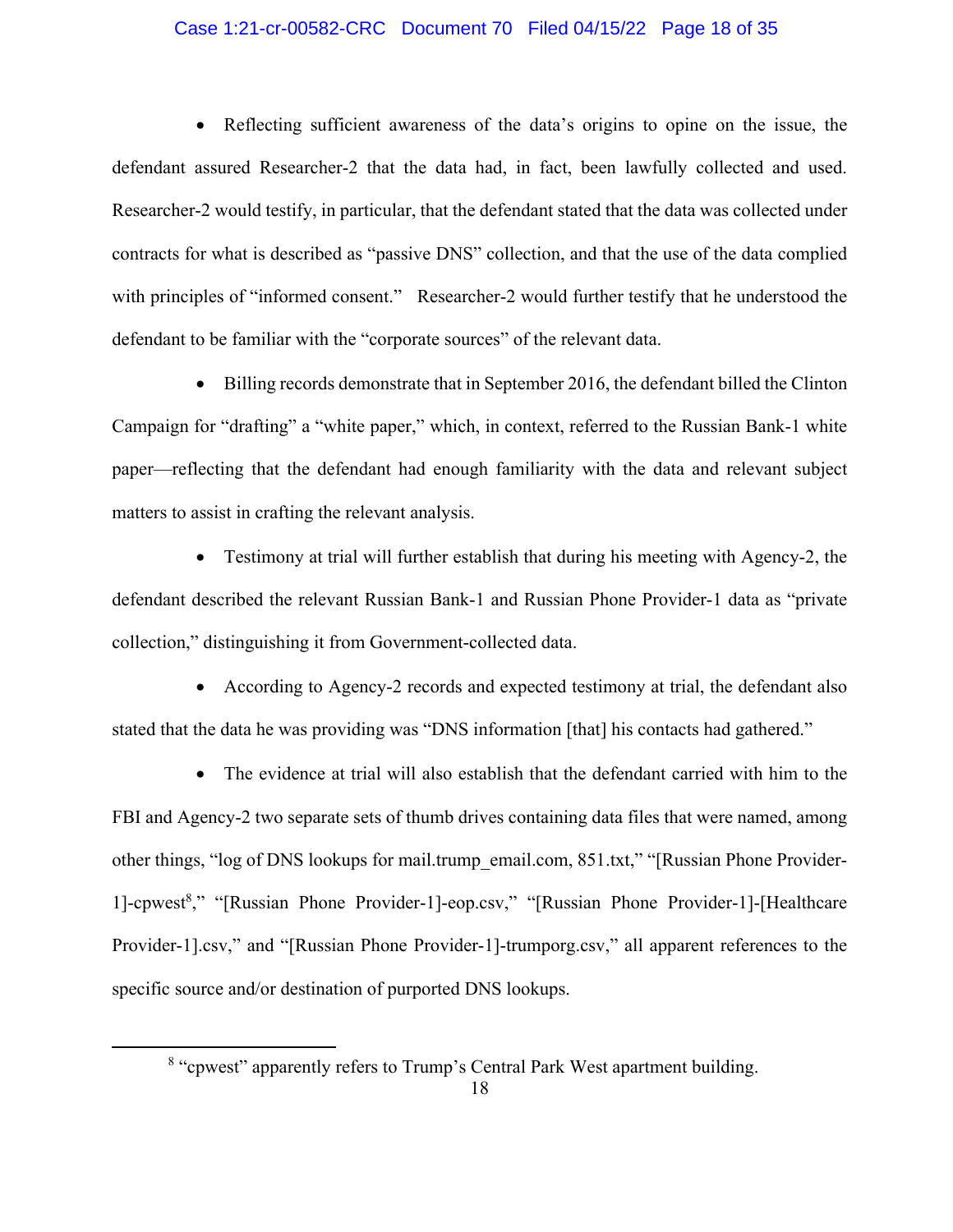- Reflecting sufficient awareness of the data's origins to opine on the issue, the defendant assured Researcher-2 that the data had, in fact, been lawfully collected and used. Researcher-2 would testify, in particular, that the defendant stated that the data was collected under contracts for what is described as "passive DNS" collection, and that the use of the data complied with principles of "informed consent." Researcher-2 would further testify that he understood the defendant to be familiar with the "corporate sources" of the relevant data.

- Billing records demonstrate that in September 2016, the defendant billed the Clinton Campaign for "drafting" a "white paper," which, in context, referred to the Russian Bank-1 white paper—reflecting that the defendant had enough familiarity with the data and relevant subject matters to assist in crafting the relevant analysis.

- Testimony at trial will further establish that during his meeting with Agency-2, the defendant described the relevant Russian Bank-1 and Russian Phone Provider-1 data as "private collection," distinguishing it from Government-collected data.

- According to Agency-2 records and expected testimony at trial, the defendant also stated that the data he was providing was "DNS information [that] his contacts had gathered."

- The evidence at trial will also establish that the defendant carried with him to the FBI and Agency-2 two separate sets of thumb drives containing data files that were named, among other things, "log of DNS lookups for mail.trump_email.com, 851.txt," "[Russian Phone Provider-1]-cpwest[8]," "[Russian Phone Provider-1]-eop.csv," "[Russian Phone Provider-1]-[Healthcare Provider-1].csv," and "[Russian Phone Provider-1]-trumporg.csv," all apparent references to the specific source and/or destination of purported DNS lookups.

[8] "cpwest" apparently refers to Trump's Central Park West apartment building.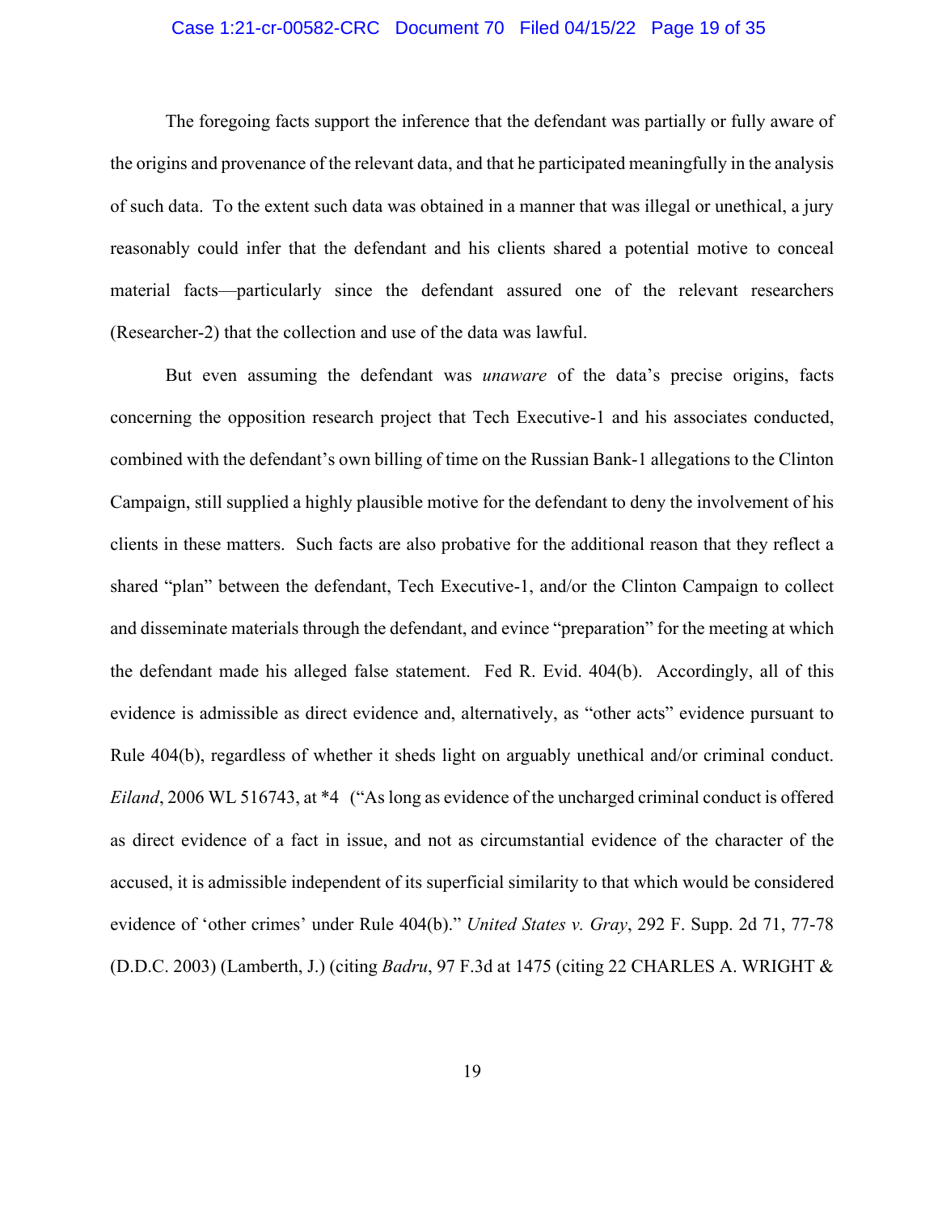The foregoing facts support the inference that the defendant was partially or fully aware of the origins and provenance of the relevant data, and that he participated meaningfully in the analysis of such data. To the extent such data was obtained in a manner that was illegal or unethical, a jury reasonably could infer that the defendant and his clients shared a potential motive to conceal material facts—particularly since the defendant assured one of the relevant researchers (Researcher-2) that the collection and use of the data was lawful.

But even assuming the defendant was *unaware* of the data's precise origins, facts concerning the opposition research project that Tech Executive-1 and his associates conducted, combined with the defendant's own billing of time on the Russian Bank-1 allegations to the Clinton Campaign, still supplied a highly plausible motive for the defendant to deny the involvement of his clients in these matters. Such facts are also probative for the additional reason that they reflect a shared "plan" between the defendant, Tech Executive-1, and/or the Clinton Campaign to collect and disseminate materials through the defendant, and evince "preparation" for the meeting at which the defendant made his alleged false statement. Fed R. Evid. 404(b). Accordingly, all of this evidence is admissible as direct evidence and, alternatively, as "other acts" evidence pursuant to Rule 404(b), regardless of whether it sheds light on arguably unethical and/or criminal conduct. *Eiland*, 2006 WL 516743, at *4 ("As long as evidence of the uncharged criminal conduct is offered as direct evidence of a fact in issue, and not as circumstantial evidence of the character of the accused, it is admissible independent of its superficial similarity to that which would be considered evidence of 'other crimes' under Rule 404(b)." *United States v. Gray*, 292 F. Supp. 2d 71, 77-78 (D.D.C. 2003) (Lamberth, J.) (citing *Badru*, 97 F.3d at 1475 (citing 22 CHARLES A. WRIGHT &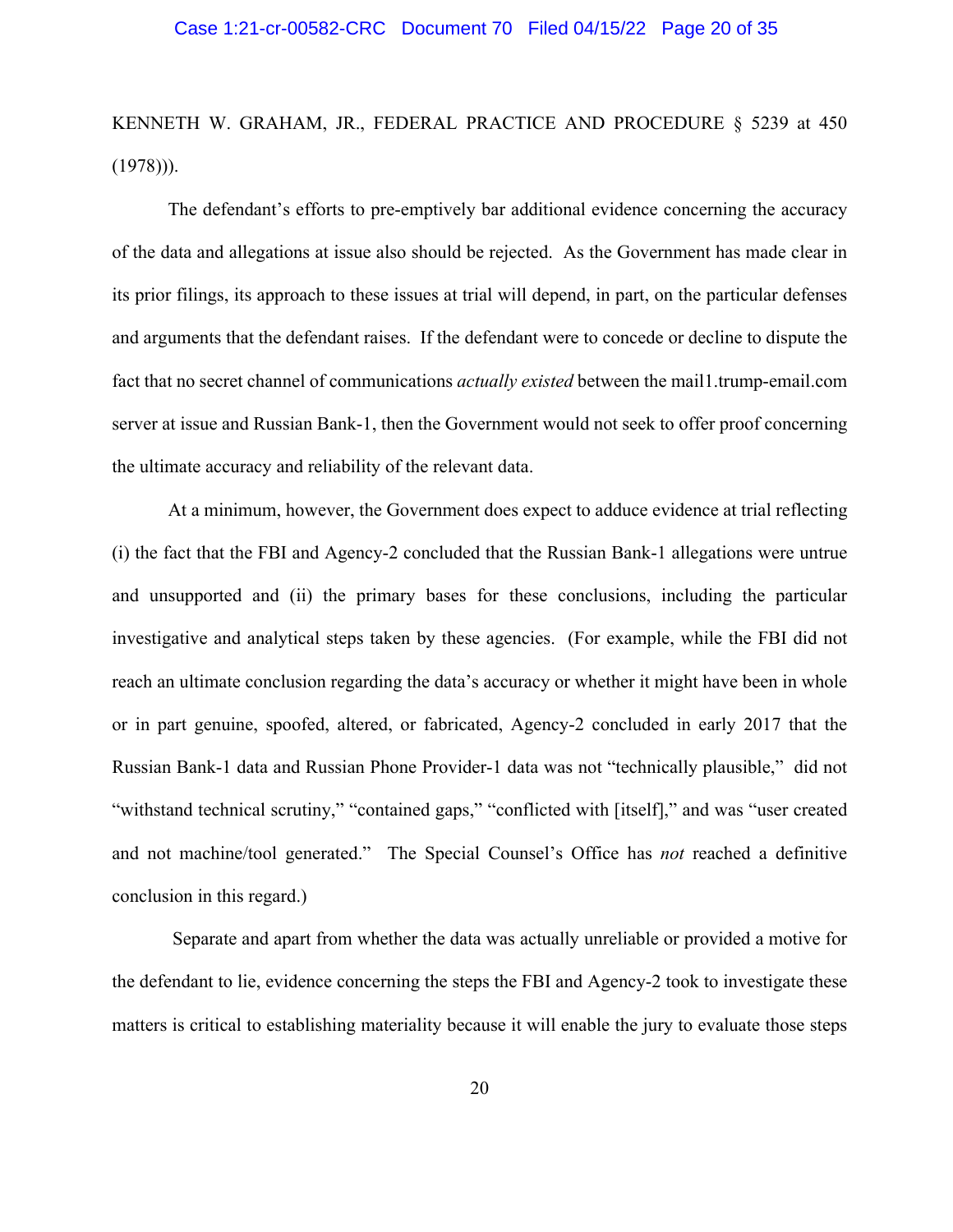KENNETH W. GRAHAM, JR., FEDERAL PRACTICE AND PROCEDURE § 5239 at 450 (1978))).

The defendant's efforts to pre-emptively bar additional evidence concerning the accuracy of the data and allegations at issue also should be rejected. As the Government has made clear in its prior filings, its approach to these issues at trial will depend, in part, on the particular defenses and arguments that the defendant raises. If the defendant were to concede or decline to dispute the fact that no secret channel of communications *actually existed* between the mail1.trump-email.com server at issue and Russian Bank-1, then the Government would not seek to offer proof concerning the ultimate accuracy and reliability of the relevant data.

At a minimum, however, the Government does expect to adduce evidence at trial reflecting (i) the fact that the FBI and Agency-2 concluded that the Russian Bank-1 allegations were untrue and unsupported and (ii) the primary bases for these conclusions, including the particular investigative and analytical steps taken by these agencies. (For example, while the FBI did not reach an ultimate conclusion regarding the data's accuracy or whether it might have been in whole or in part genuine, spoofed, altered, or fabricated, Agency-2 concluded in early 2017 that the Russian Bank-1 data and Russian Phone Provider-1 data was not "technically plausible," did not "withstand technical scrutiny," "contained gaps," "conflicted with [itself]," and was "user created and not machine/tool generated." The Special Counsel's Office has *not* reached a definitive conclusion in this regard.)

Separate and apart from whether the data was actually unreliable or provided a motive for the defendant to lie, evidence concerning the steps the FBI and Agency-2 took to investigate these matters is critical to establishing materiality because it will enable the jury to evaluate those steps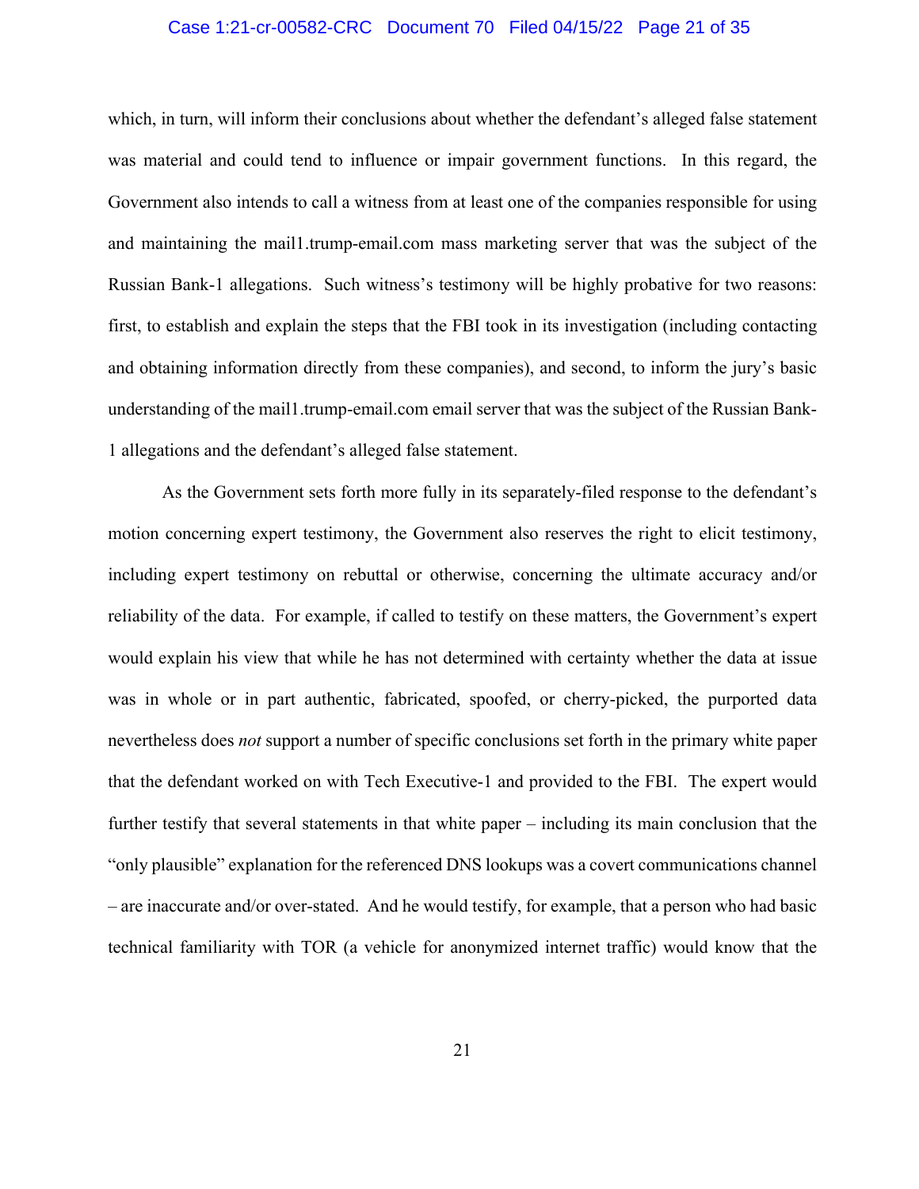which, in turn, will inform their conclusions about whether the defendant's alleged false statement was material and could tend to influence or impair government functions. In this regard, the Government also intends to call a witness from at least one of the companies responsible for using and maintaining the mail1.trump-email.com mass marketing server that was the subject of the Russian Bank-1 allegations. Such witness's testimony will be highly probative for two reasons: first, to establish and explain the steps that the FBI took in its investigation (including contacting and obtaining information directly from these companies), and second, to inform the jury's basic understanding of the mail1.trump-email.com email server that was the subject of the Russian Bank-1 allegations and the defendant's alleged false statement.

As the Government sets forth more fully in its separately-filed response to the defendant's motion concerning expert testimony, the Government also reserves the right to elicit testimony, including expert testimony on rebuttal or otherwise, concerning the ultimate accuracy and/or reliability of the data. For example, if called to testify on these matters, the Government's expert would explain his view that while he has not determined with certainty whether the data at issue was in whole or in part authentic, fabricated, spoofed, or cherry-picked, the purported data nevertheless does *not* support a number of specific conclusions set forth in the primary white paper that the defendant worked on with Tech Executive-1 and provided to the FBI. The expert would further testify that several statements in that white paper – including its main conclusion that the "only plausible" explanation for the referenced DNS lookups was a covert communications channel – are inaccurate and/or over-stated. And he would testify, for example, that a person who had basic technical familiarity with TOR (a vehicle for anonymized internet traffic) would know that the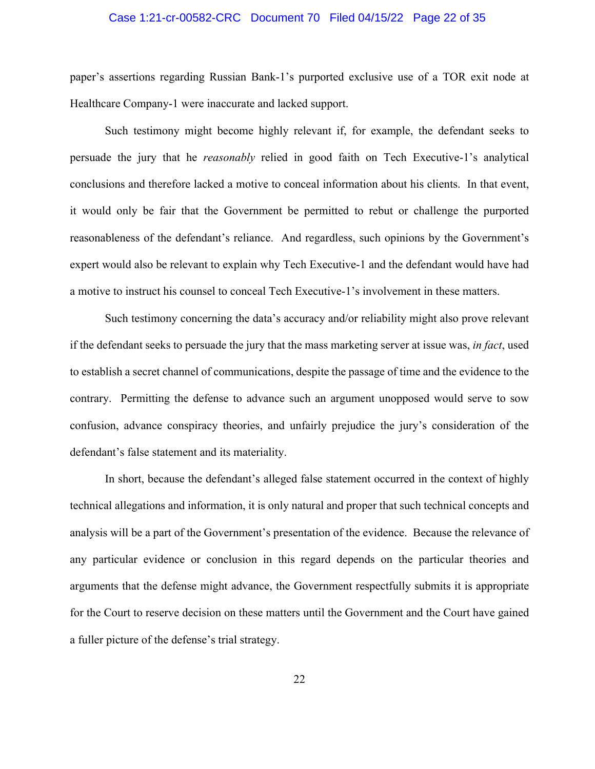paper's assertions regarding Russian Bank-1's purported exclusive use of a TOR exit node at Healthcare Company-1 were inaccurate and lacked support.

Such testimony might become highly relevant if, for example, the defendant seeks to persuade the jury that he *reasonably* relied in good faith on Tech Executive-1's analytical conclusions and therefore lacked a motive to conceal information about his clients. In that event, it would only be fair that the Government be permitted to rebut or challenge the purported reasonableness of the defendant's reliance. And regardless, such opinions by the Government's expert would also be relevant to explain why Tech Executive-1 and the defendant would have had a motive to instruct his counsel to conceal Tech Executive-1's involvement in these matters.

Such testimony concerning the data's accuracy and/or reliability might also prove relevant if the defendant seeks to persuade the jury that the mass marketing server at issue was, *in fact*, used to establish a secret channel of communications, despite the passage of time and the evidence to the contrary. Permitting the defense to advance such an argument unopposed would serve to sow confusion, advance conspiracy theories, and unfairly prejudice the jury's consideration of the defendant's false statement and its materiality.

In short, because the defendant's alleged false statement occurred in the context of highly technical allegations and information, it is only natural and proper that such technical concepts and analysis will be a part of the Government's presentation of the evidence. Because the relevance of any particular evidence or conclusion in this regard depends on the particular theories and arguments that the defense might advance, the Government respectfully submits it is appropriate for the Court to reserve decision on these matters until the Government and the Court have gained a fuller picture of the defense's trial strategy.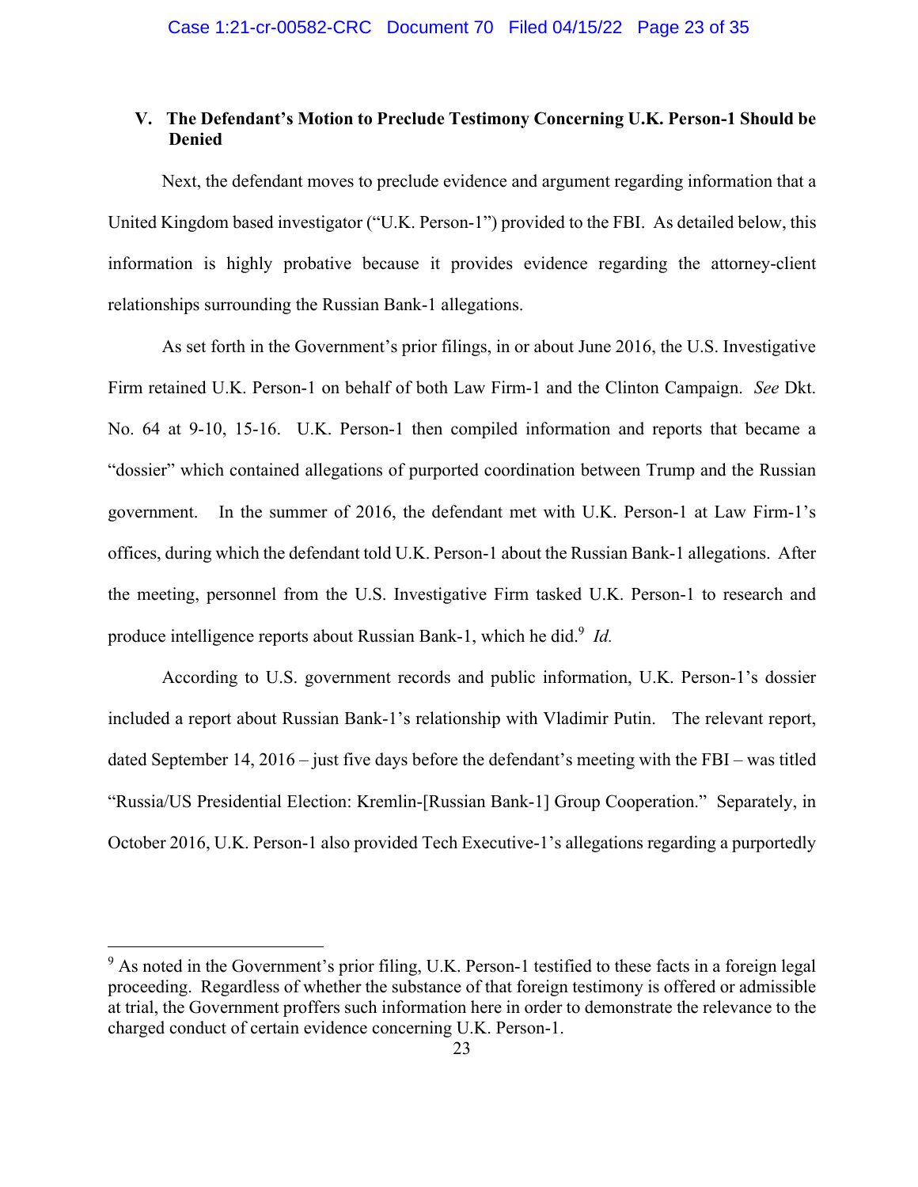## V. The Defendant's Motion to Preclude Testimony Concerning U.K. Person-1 Should be Denied

Next, the defendant moves to preclude evidence and argument regarding information that a United Kingdom based investigator ("U.K. Person-1") provided to the FBI. As detailed below, this information is highly probative because it provides evidence regarding the attorney-client relationships surrounding the Russian Bank-1 allegations.

As set forth in the Government's prior filings, in or about June 2016, the U.S. Investigative Firm retained U.K. Person-1 on behalf of both Law Firm-1 and the Clinton Campaign. *See* Dkt. No. 64 at 9-10, 15-16. U.K. Person-1 then compiled information and reports that became a "dossier" which contained allegations of purported coordination between Trump and the Russian government. In the summer of 2016, the defendant met with U.K. Person-1 at Law Firm-1's offices, during which the defendant told U.K. Person-1 about the Russian Bank-1 allegations. After the meeting, personnel from the U.S. Investigative Firm tasked U.K. Person-1 to research and produce intelligence reports about Russian Bank-1, which he did.[9] *Id.*

According to U.S. government records and public information, U.K. Person-1's dossier included a report about Russian Bank-1's relationship with Vladimir Putin. The relevant report, dated September 14, 2016 – just five days before the defendant's meeting with the FBI – was titled "Russia/US Presidential Election: Kremlin-[Russian Bank-1] Group Cooperation." Separately, in October 2016, U.K. Person-1 also provided Tech Executive-1's allegations regarding a purportedly

[9] As noted in the Government's prior filing, U.K. Person-1 testified to these facts in a foreign legal proceeding. Regardless of whether the substance of that foreign testimony is offered or admissible at trial, the Government proffers such information here in order to demonstrate the relevance to the charged conduct of certain evidence concerning U.K. Person-1.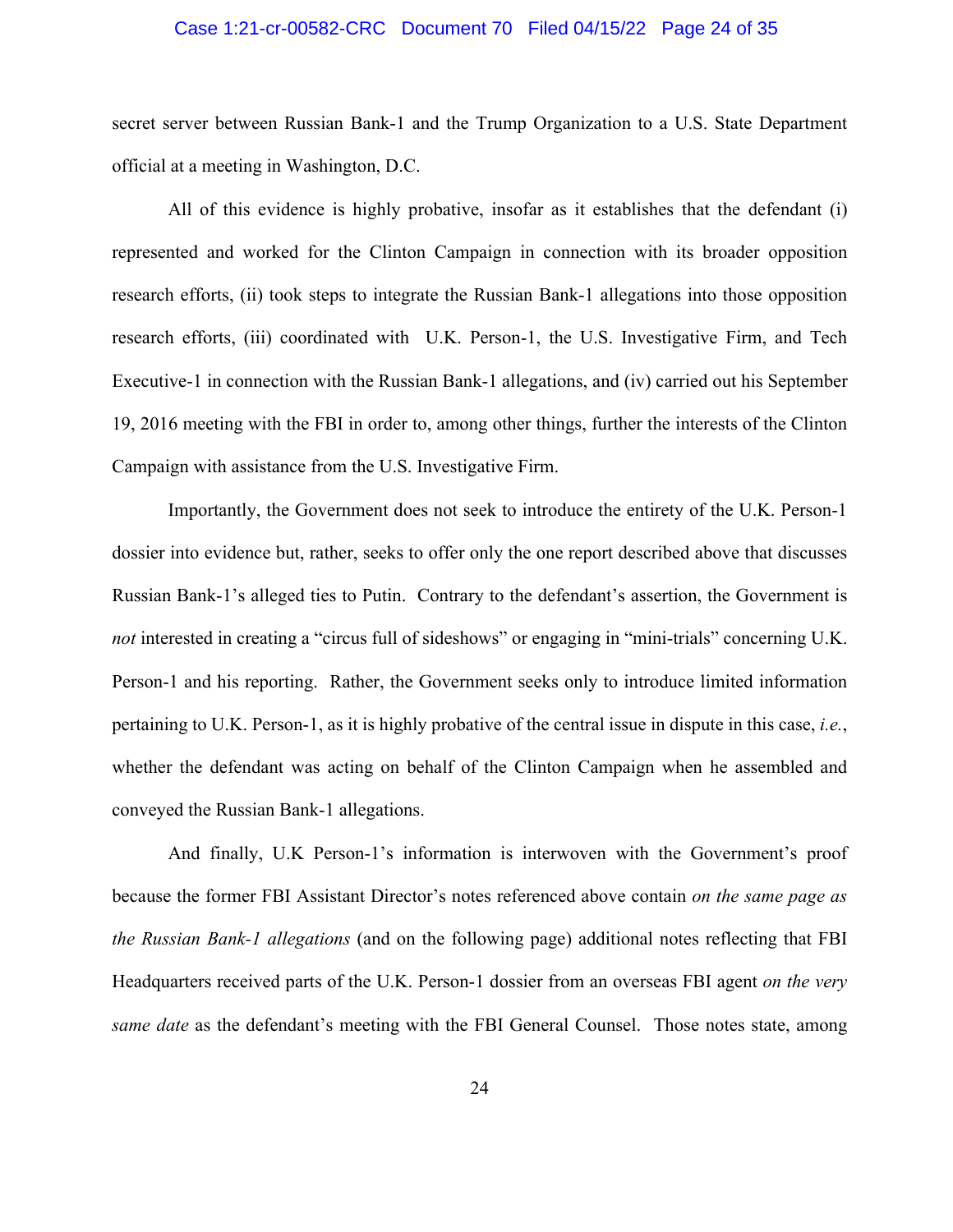secret server between Russian Bank-1 and the Trump Organization to a U.S. State Department official at a meeting in Washington, D.C.

All of this evidence is highly probative, insofar as it establishes that the defendant (i) represented and worked for the Clinton Campaign in connection with its broader opposition research efforts, (ii) took steps to integrate the Russian Bank-1 allegations into those opposition research efforts, (iii) coordinated with U.K. Person-1, the U.S. Investigative Firm, and Tech Executive-1 in connection with the Russian Bank-1 allegations, and (iv) carried out his September 19, 2016 meeting with the FBI in order to, among other things, further the interests of the Clinton Campaign with assistance from the U.S. Investigative Firm.

Importantly, the Government does not seek to introduce the entirety of the U.K. Person-1 dossier into evidence but, rather, seeks to offer only the one report described above that discusses Russian Bank-1's alleged ties to Putin. Contrary to the defendant's assertion, the Government is *not* interested in creating a "circus full of sideshows" or engaging in "mini-trials" concerning U.K. Person-1 and his reporting. Rather, the Government seeks only to introduce limited information pertaining to U.K. Person-1, as it is highly probative of the central issue in dispute in this case, *i.e.*, whether the defendant was acting on behalf of the Clinton Campaign when he assembled and conveyed the Russian Bank-1 allegations.

And finally, U.K Person-1's information is interwoven with the Government's proof because the former FBI Assistant Director's notes referenced above contain *on the same page as the Russian Bank-1 allegations* (and on the following page) additional notes reflecting that FBI Headquarters received parts of the U.K. Person-1 dossier from an overseas FBI agent *on the very same date* as the defendant's meeting with the FBI General Counsel. Those notes state, among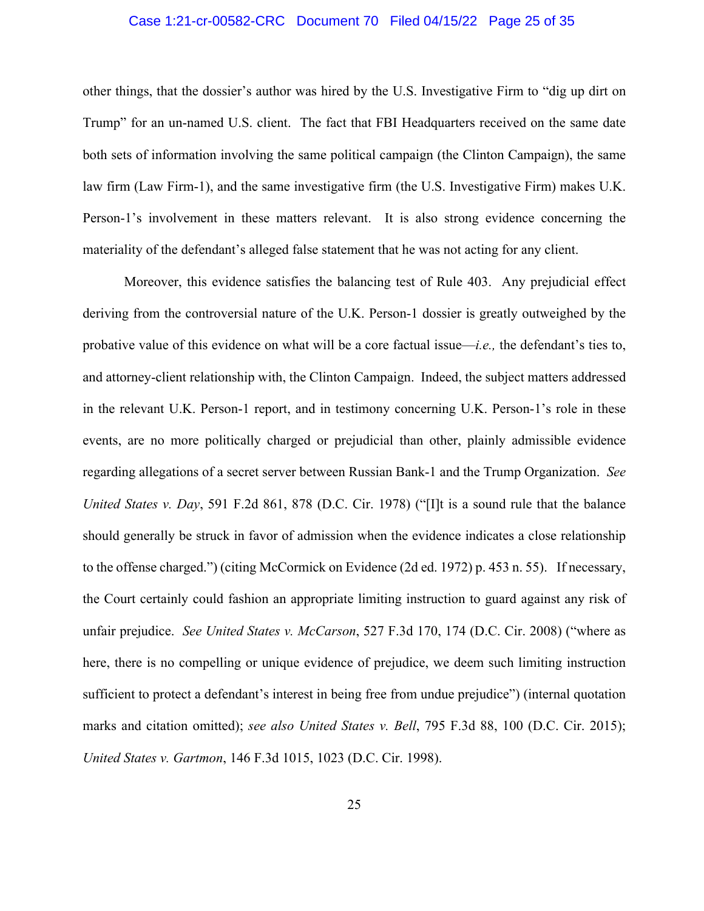other things, that the dossier's author was hired by the U.S. Investigative Firm to "dig up dirt on Trump" for an un-named U.S. client. The fact that FBI Headquarters received on the same date both sets of information involving the same political campaign (the Clinton Campaign), the same law firm (Law Firm-1), and the same investigative firm (the U.S. Investigative Firm) makes U.K. Person-1's involvement in these matters relevant. It is also strong evidence concerning the materiality of the defendant's alleged false statement that he was not acting for any client.

Moreover, this evidence satisfies the balancing test of Rule 403. Any prejudicial effect deriving from the controversial nature of the U.K. Person-1 dossier is greatly outweighed by the probative value of this evidence on what will be a core factual issue—*i.e.,* the defendant's ties to, and attorney-client relationship with, the Clinton Campaign. Indeed, the subject matters addressed in the relevant U.K. Person-1 report, and in testimony concerning U.K. Person-1's role in these events, are no more politically charged or prejudicial than other, plainly admissible evidence regarding allegations of a secret server between Russian Bank-1 and the Trump Organization. *See United States v. Day*, 591 F.2d 861, 878 (D.C. Cir. 1978) ("[I]t is a sound rule that the balance should generally be struck in favor of admission when the evidence indicates a close relationship to the offense charged.") (citing McCormick on Evidence (2d ed. 1972) p. 453 n. 55). If necessary, the Court certainly could fashion an appropriate limiting instruction to guard against any risk of unfair prejudice. *See United States v. McCarson*, 527 F.3d 170, 174 (D.C. Cir. 2008) ("where as here, there is no compelling or unique evidence of prejudice, we deem such limiting instruction sufficient to protect a defendant's interest in being free from undue prejudice") (internal quotation marks and citation omitted); *see also United States v. Bell*, 795 F.3d 88, 100 (D.C. Cir. 2015); *United States v. Gartmon*, 146 F.3d 1015, 1023 (D.C. Cir. 1998).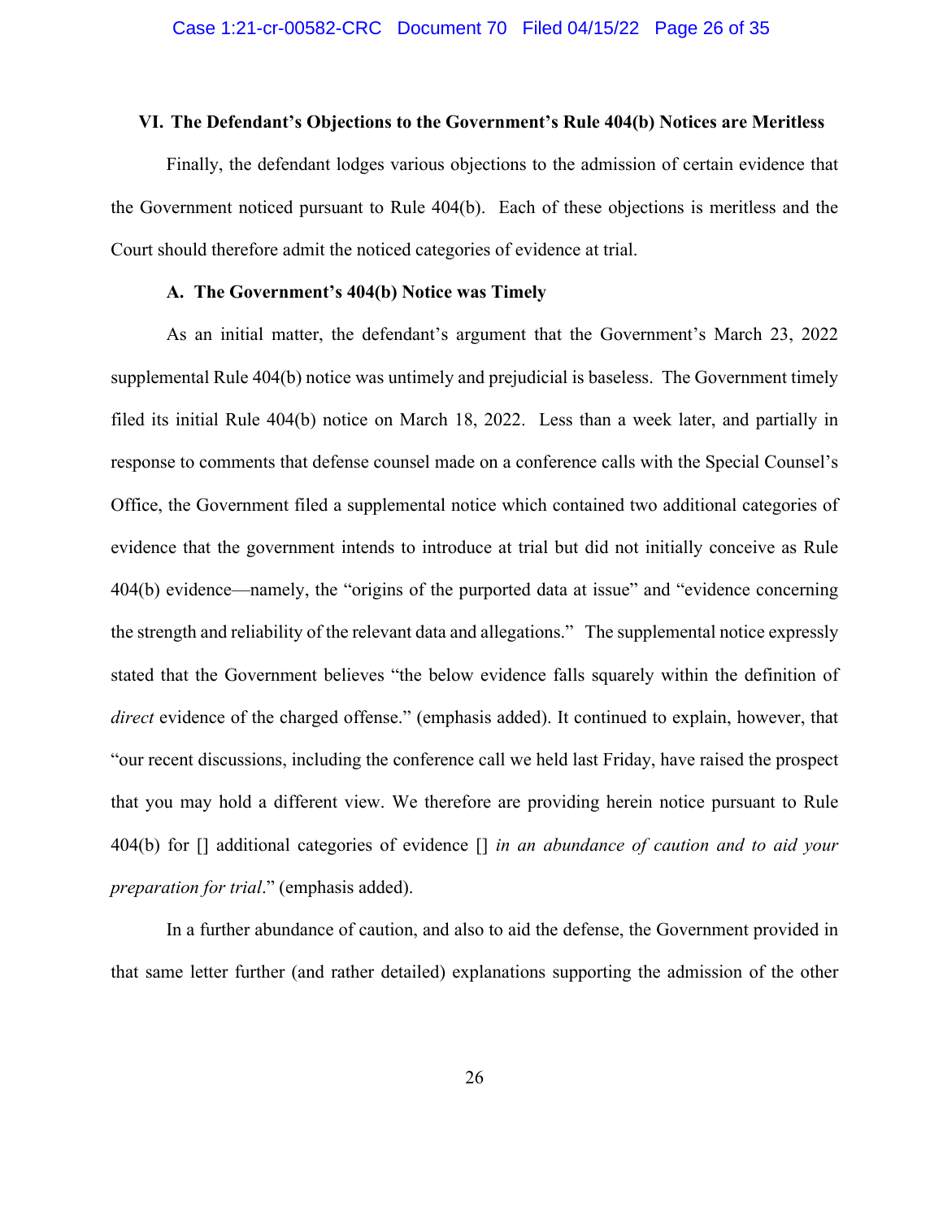### VI. The Defendant's Objections to the Government's Rule 404(b) Notices are Meritless

Finally, the defendant lodges various objections to the admission of certain evidence that the Government noticed pursuant to Rule 404(b). Each of these objections is meritless and the Court should therefore admit the noticed categories of evidence at trial.

#### A. The Government's 404(b) Notice was Timely

As an initial matter, the defendant's argument that the Government's March 23, 2022 supplemental Rule 404(b) notice was untimely and prejudicial is baseless. The Government timely filed its initial Rule 404(b) notice on March 18, 2022. Less than a week later, and partially in response to comments that defense counsel made on a conference calls with the Special Counsel's Office, the Government filed a supplemental notice which contained two additional categories of evidence that the government intends to introduce at trial but did not initially conceive as Rule 404(b) evidence—namely, the "origins of the purported data at issue" and "evidence concerning the strength and reliability of the relevant data and allegations." The supplemental notice expressly stated that the Government believes "the below evidence falls squarely within the definition of *direct* evidence of the charged offense." (emphasis added). It continued to explain, however, that "our recent discussions, including the conference call we held last Friday, have raised the prospect that you may hold a different view. We therefore are providing herein notice pursuant to Rule 404(b) for [] additional categories of evidence [] *in an abundance of caution and to aid your preparation for trial*." (emphasis added).

In a further abundance of caution, and also to aid the defense, the Government provided in that same letter further (and rather detailed) explanations supporting the admission of the other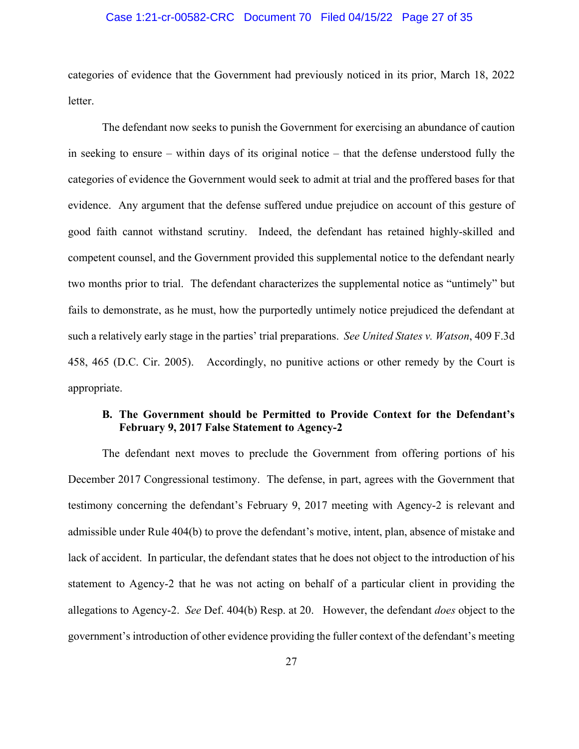categories of evidence that the Government had previously noticed in its prior, March 18, 2022 letter.

The defendant now seeks to punish the Government for exercising an abundance of caution in seeking to ensure – within days of its original notice – that the defense understood fully the categories of evidence the Government would seek to admit at trial and the proffered bases for that evidence. Any argument that the defense suffered undue prejudice on account of this gesture of good faith cannot withstand scrutiny. Indeed, the defendant has retained highly-skilled and competent counsel, and the Government provided this supplemental notice to the defendant nearly two months prior to trial. The defendant characterizes the supplemental notice as "untimely" but fails to demonstrate, as he must, how the purportedly untimely notice prejudiced the defendant at such a relatively early stage in the parties' trial preparations. *See United States v. Watson*, 409 F.3d 458, 465 (D.C. Cir. 2005). Accordingly, no punitive actions or other remedy by the Court is appropriate.

### B. The Government should be Permitted to Provide Context for the Defendant's February 9, 2017 False Statement to Agency-2

The defendant next moves to preclude the Government from offering portions of his December 2017 Congressional testimony. The defense, in part, agrees with the Government that testimony concerning the defendant's February 9, 2017 meeting with Agency-2 is relevant and admissible under Rule 404(b) to prove the defendant's motive, intent, plan, absence of mistake and lack of accident. In particular, the defendant states that he does not object to the introduction of his statement to Agency-2 that he was not acting on behalf of a particular client in providing the allegations to Agency-2. *See* Def. 404(b) Resp. at 20. However, the defendant *does* object to the government's introduction of other evidence providing the fuller context of the defendant's meeting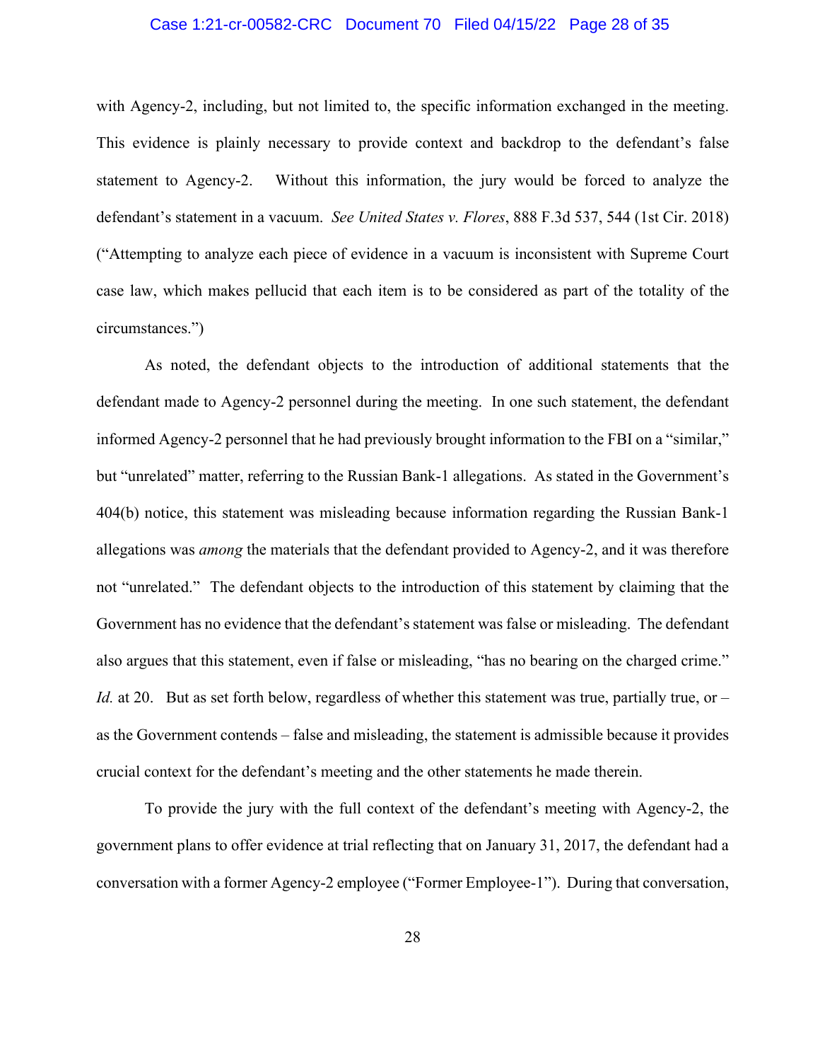with Agency-2, including, but not limited to, the specific information exchanged in the meeting. This evidence is plainly necessary to provide context and backdrop to the defendant's false statement to Agency-2. Without this information, the jury would be forced to analyze the defendant's statement in a vacuum. *See United States v. Flores*, 888 F.3d 537, 544 (1st Cir. 2018) ("Attempting to analyze each piece of evidence in a vacuum is inconsistent with Supreme Court case law, which makes pellucid that each item is to be considered as part of the totality of the circumstances.")

As noted, the defendant objects to the introduction of additional statements that the defendant made to Agency-2 personnel during the meeting. In one such statement, the defendant informed Agency-2 personnel that he had previously brought information to the FBI on a "similar," but "unrelated" matter, referring to the Russian Bank-1 allegations. As stated in the Government's 404(b) notice, this statement was misleading because information regarding the Russian Bank-1 allegations was *among* the materials that the defendant provided to Agency-2, and it was therefore not "unrelated." The defendant objects to the introduction of this statement by claiming that the Government has no evidence that the defendant's statement was false or misleading. The defendant also argues that this statement, even if false or misleading, "has no bearing on the charged crime." *Id.* at 20. But as set forth below, regardless of whether this statement was true, partially true, or – as the Government contends – false and misleading, the statement is admissible because it provides crucial context for the defendant's meeting and the other statements he made therein.

To provide the jury with the full context of the defendant's meeting with Agency-2, the government plans to offer evidence at trial reflecting that on January 31, 2017, the defendant had a conversation with a former Agency-2 employee ("Former Employee-1"). During that conversation,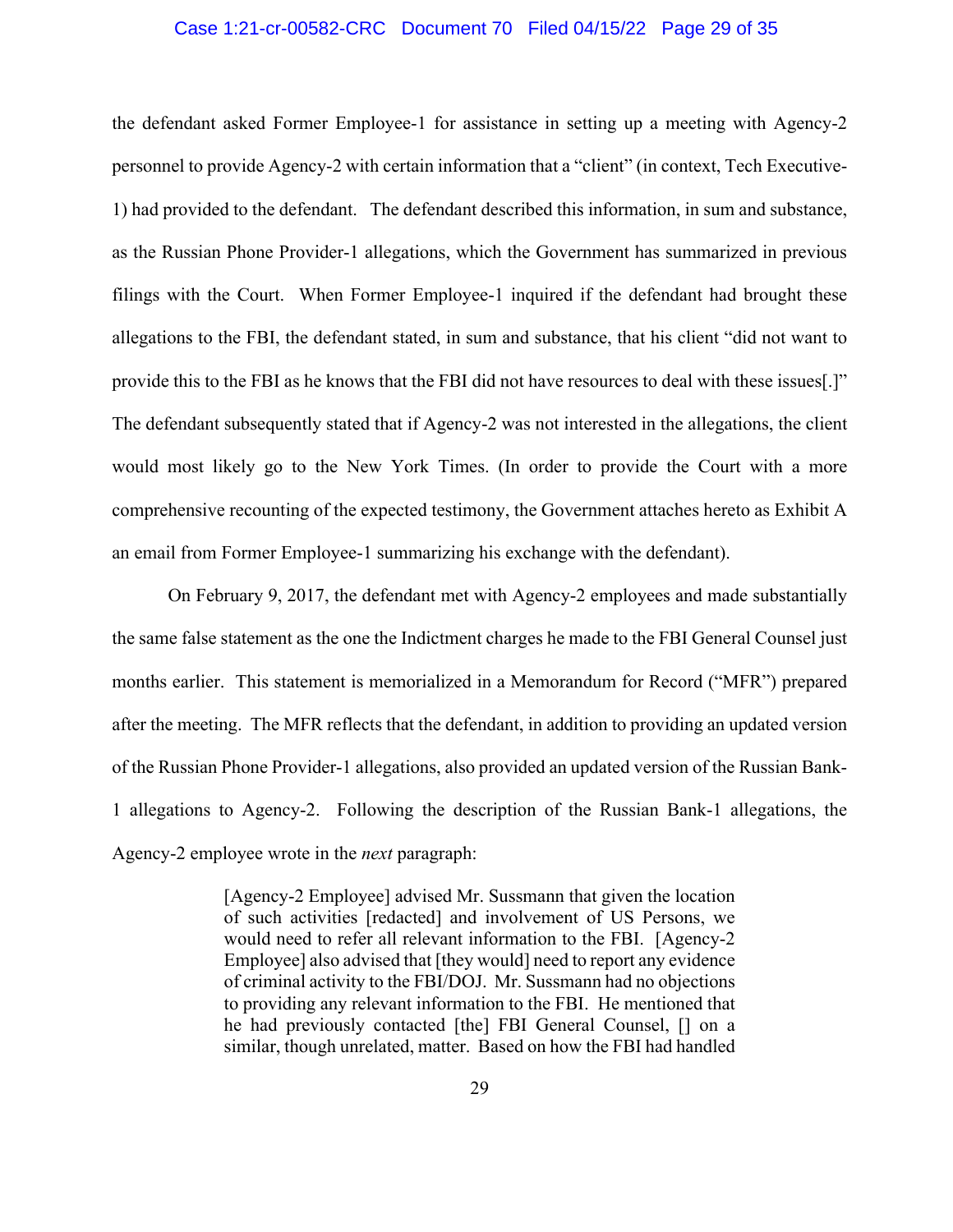the defendant asked Former Employee-1 for assistance in setting up a meeting with Agency-2 personnel to provide Agency-2 with certain information that a "client" (in context, Tech Executive-1) had provided to the defendant. The defendant described this information, in sum and substance, as the Russian Phone Provider-1 allegations, which the Government has summarized in previous filings with the Court. When Former Employee-1 inquired if the defendant had brought these allegations to the FBI, the defendant stated, in sum and substance, that his client "did not want to provide this to the FBI as he knows that the FBI did not have resources to deal with these issues[.]" The defendant subsequently stated that if Agency-2 was not interested in the allegations, the client would most likely go to the New York Times. (In order to provide the Court with a more comprehensive recounting of the expected testimony, the Government attaches hereto as Exhibit A an email from Former Employee-1 summarizing his exchange with the defendant).

On February 9, 2017, the defendant met with Agency-2 employees and made substantially the same false statement as the one the Indictment charges he made to the FBI General Counsel just months earlier. This statement is memorialized in a Memorandum for Record ("MFR") prepared after the meeting. The MFR reflects that the defendant, in addition to providing an updated version of the Russian Phone Provider-1 allegations, also provided an updated version of the Russian Bank-1 allegations to Agency-2. Following the description of the Russian Bank-1 allegations, the Agency-2 employee wrote in the *next* paragraph:

> [Agency-2 Employee] advised Mr. Sussmann that given the location of such activities [redacted] and involvement of US Persons, we would need to refer all relevant information to the FBI. [Agency-2 Employee] also advised that [they would] need to report any evidence of criminal activity to the FBI/DOJ. Mr. Sussmann had no objections to providing any relevant information to the FBI. He mentioned that he had previously contacted [the] FBI General Counsel, [] on a similar, though unrelated, matter. Based on how the FBI had handled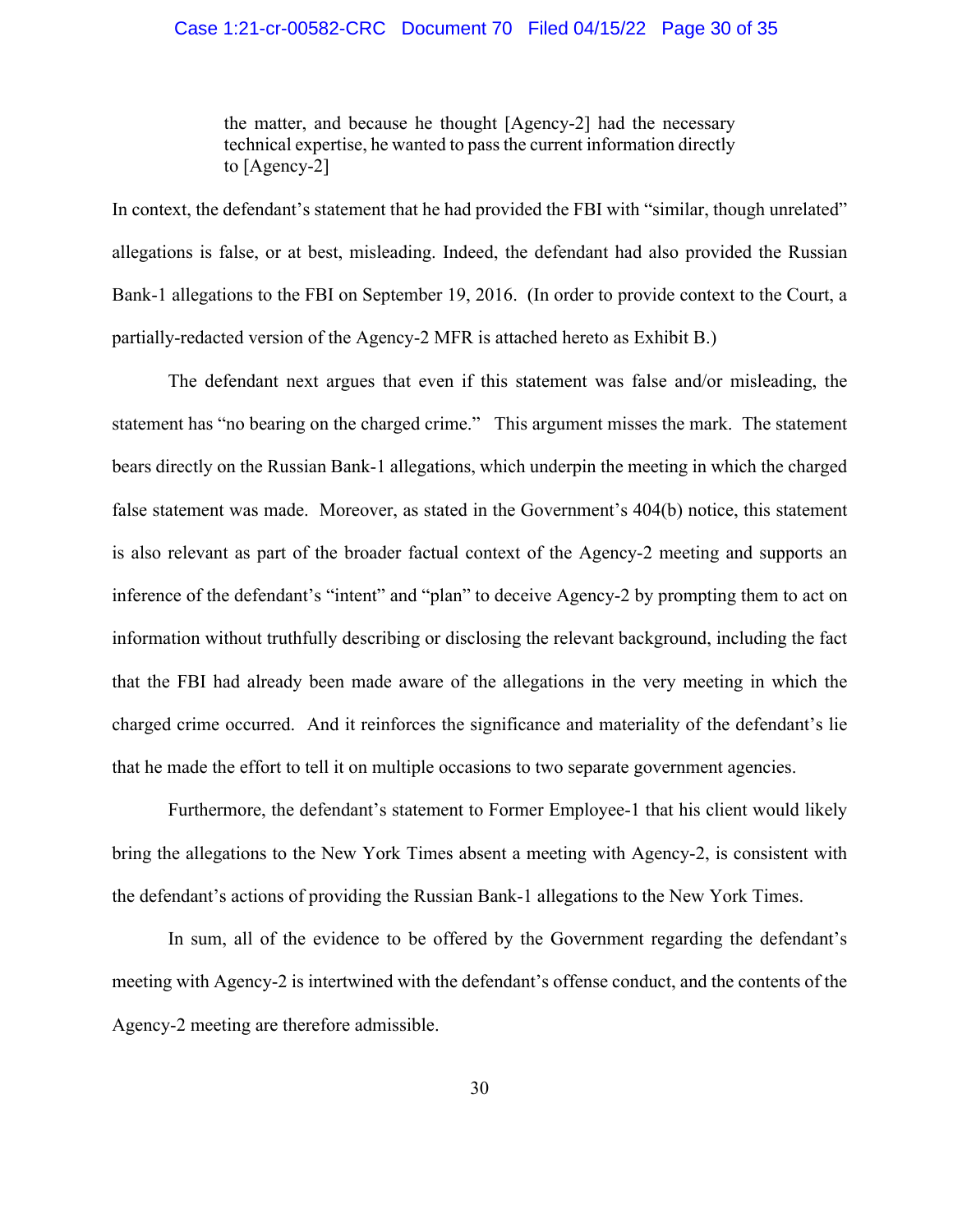> the matter, and because he thought [Agency-2] had the necessary technical expertise, he wanted to pass the current information directly to [Agency-2]

In context, the defendant's statement that he had provided the FBI with "similar, though unrelated" allegations is false, or at best, misleading. Indeed, the defendant had also provided the Russian Bank-1 allegations to the FBI on September 19, 2016. (In order to provide context to the Court, a partially-redacted version of the Agency-2 MFR is attached hereto as Exhibit B.)

The defendant next argues that even if this statement was false and/or misleading, the statement has "no bearing on the charged crime." This argument misses the mark. The statement bears directly on the Russian Bank-1 allegations, which underpin the meeting in which the charged false statement was made. Moreover, as stated in the Government's 404(b) notice, this statement is also relevant as part of the broader factual context of the Agency-2 meeting and supports an inference of the defendant's "intent" and "plan" to deceive Agency-2 by prompting them to act on information without truthfully describing or disclosing the relevant background, including the fact that the FBI had already been made aware of the allegations in the very meeting in which the charged crime occurred. And it reinforces the significance and materiality of the defendant's lie that he made the effort to tell it on multiple occasions to two separate government agencies.

Furthermore, the defendant's statement to Former Employee-1 that his client would likely bring the allegations to the New York Times absent a meeting with Agency-2, is consistent with the defendant's actions of providing the Russian Bank-1 allegations to the New York Times.

In sum, all of the evidence to be offered by the Government regarding the defendant's meeting with Agency-2 is intertwined with the defendant's offense conduct, and the contents of the Agency-2 meeting are therefore admissible.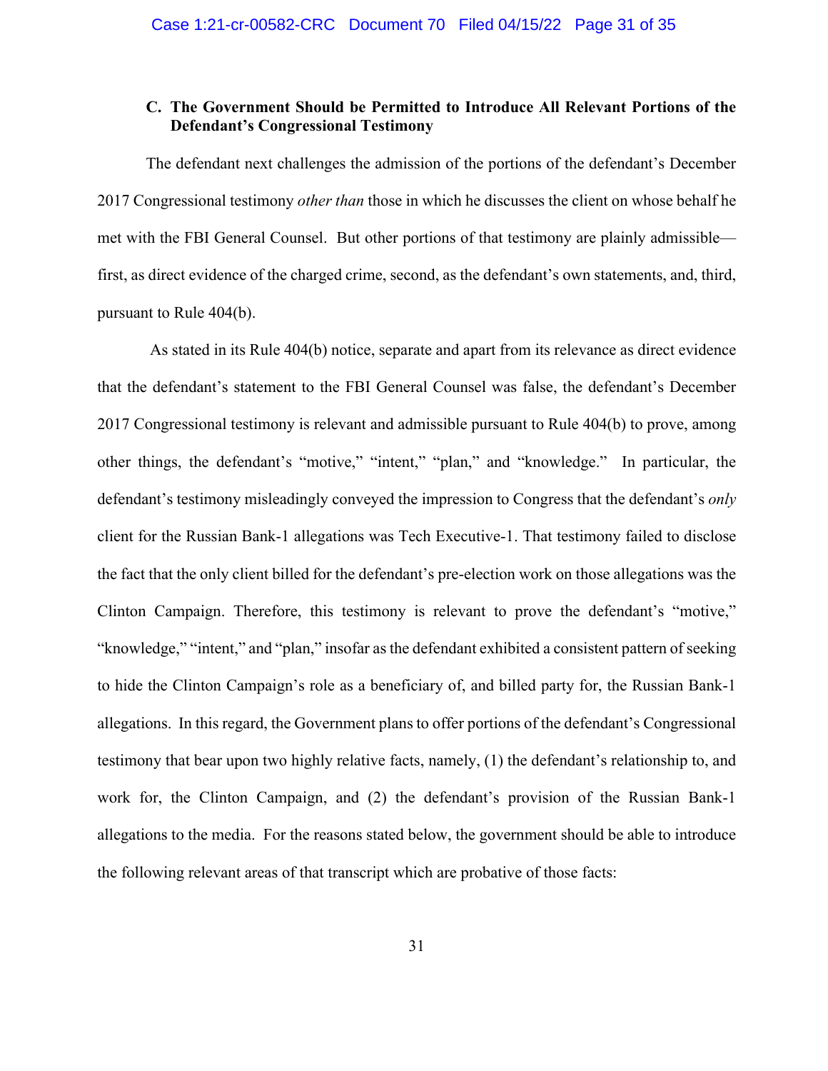### C. The Government Should be Permitted to Introduce All Relevant Portions of the Defendant's Congressional Testimony

The defendant next challenges the admission of the portions of the defendant's December 2017 Congressional testimony *other than* those in which he discusses the client on whose behalf he met with the FBI General Counsel. But other portions of that testimony are plainly admissible—first, as direct evidence of the charged crime, second, as the defendant's own statements, and, third, pursuant to Rule 404(b).

As stated in its Rule 404(b) notice, separate and apart from its relevance as direct evidence that the defendant's statement to the FBI General Counsel was false, the defendant's December 2017 Congressional testimony is relevant and admissible pursuant to Rule 404(b) to prove, among other things, the defendant's "motive," "intent," "plan," and "knowledge." In particular, the defendant's testimony misleadingly conveyed the impression to Congress that the defendant's *only* client for the Russian Bank-1 allegations was Tech Executive-1. That testimony failed to disclose the fact that the only client billed for the defendant's pre-election work on those allegations was the Clinton Campaign. Therefore, this testimony is relevant to prove the defendant's "motive," "knowledge," "intent," and "plan," insofar as the defendant exhibited a consistent pattern of seeking to hide the Clinton Campaign's role as a beneficiary of, and billed party for, the Russian Bank-1 allegations. In this regard, the Government plans to offer portions of the defendant's Congressional testimony that bear upon two highly relative facts, namely, (1) the defendant's relationship to, and work for, the Clinton Campaign, and (2) the defendant's provision of the Russian Bank-1 allegations to the media. For the reasons stated below, the government should be able to introduce the following relevant areas of that transcript which are probative of those facts: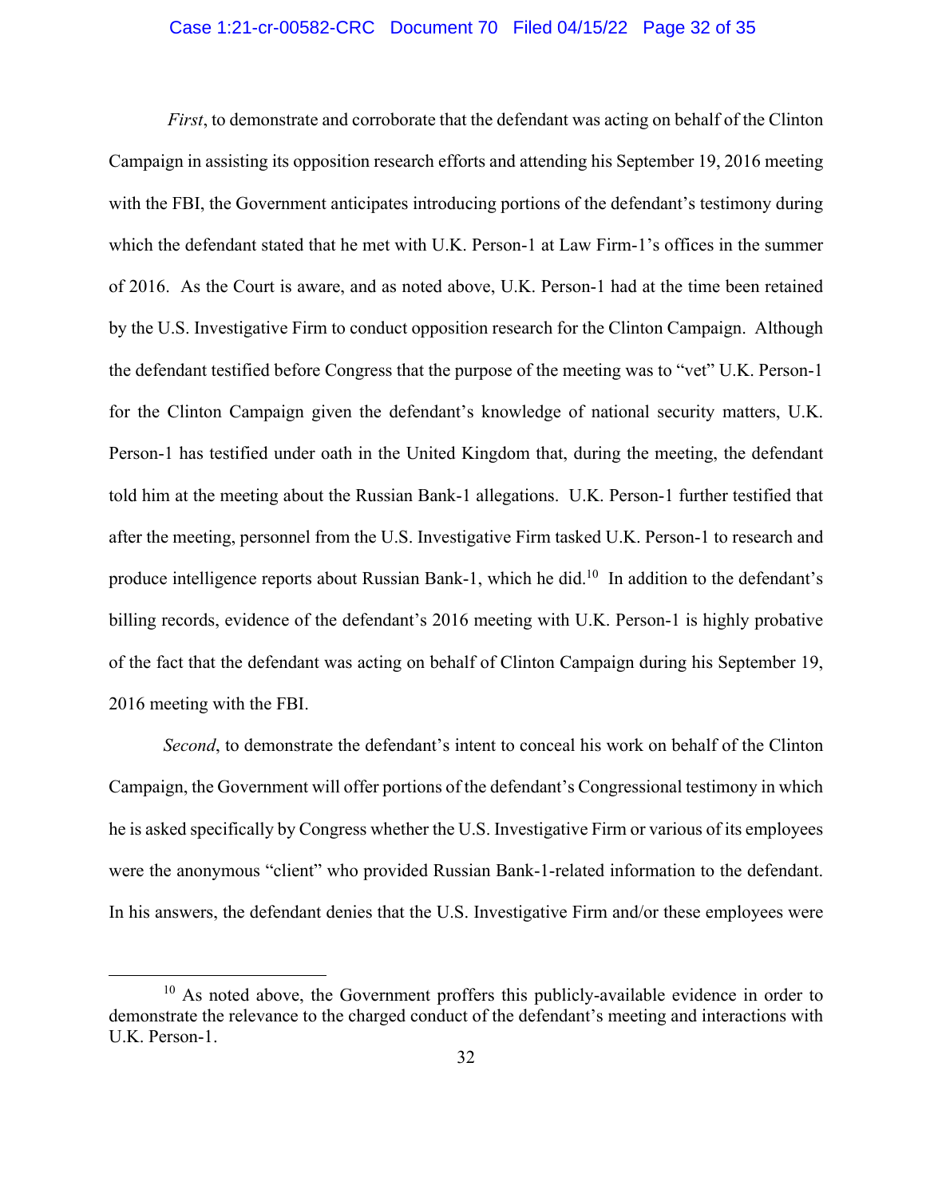*First*, to demonstrate and corroborate that the defendant was acting on behalf of the Clinton Campaign in assisting its opposition research efforts and attending his September 19, 2016 meeting with the FBI, the Government anticipates introducing portions of the defendant's testimony during which the defendant stated that he met with U.K. Person-1 at Law Firm-1's offices in the summer of 2016. As the Court is aware, and as noted above, U.K. Person-1 had at the time been retained by the U.S. Investigative Firm to conduct opposition research for the Clinton Campaign. Although the defendant testified before Congress that the purpose of the meeting was to "vet" U.K. Person-1 for the Clinton Campaign given the defendant's knowledge of national security matters, U.K. Person-1 has testified under oath in the United Kingdom that, during the meeting, the defendant told him at the meeting about the Russian Bank-1 allegations. U.K. Person-1 further testified that after the meeting, personnel from the U.S. Investigative Firm tasked U.K. Person-1 to research and produce intelligence reports about Russian Bank-1, which he did.[10] In addition to the defendant's billing records, evidence of the defendant's 2016 meeting with U.K. Person-1 is highly probative of the fact that the defendant was acting on behalf of Clinton Campaign during his September 19, 2016 meeting with the FBI.

*Second*, to demonstrate the defendant's intent to conceal his work on behalf of the Clinton Campaign, the Government will offer portions of the defendant's Congressional testimony in which he is asked specifically by Congress whether the U.S. Investigative Firm or various of its employees were the anonymous "client" who provided Russian Bank-1-related information to the defendant. In his answers, the defendant denies that the U.S. Investigative Firm and/or these employees were

---

[10] As noted above, the Government proffers this publicly-available evidence in order to demonstrate the relevance to the charged conduct of the defendant's meeting and interactions with U.K. Person-1.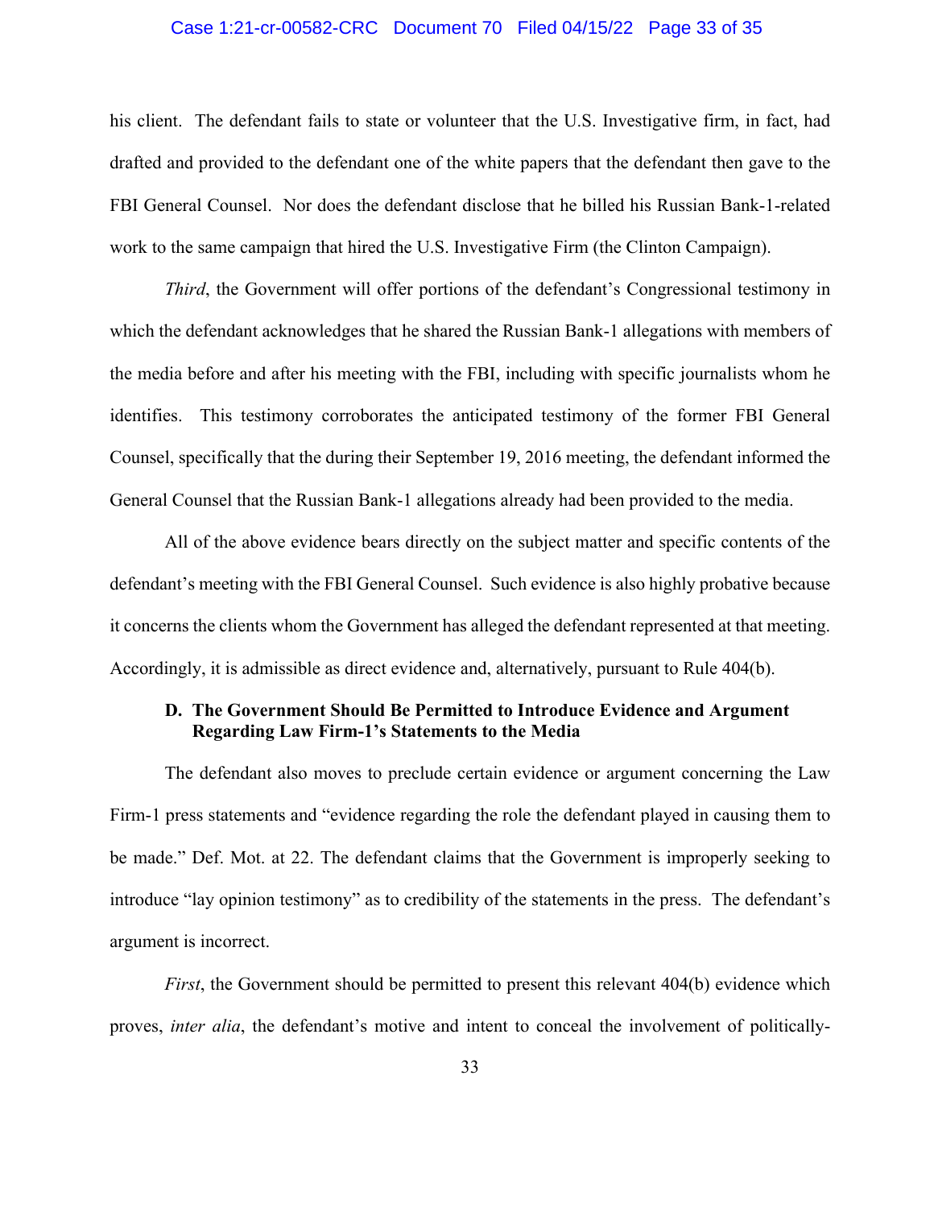his client. The defendant fails to state or volunteer that the U.S. Investigative firm, in fact, had drafted and provided to the defendant one of the white papers that the defendant then gave to the FBI General Counsel. Nor does the defendant disclose that he billed his Russian Bank-1-related work to the same campaign that hired the U.S. Investigative Firm (the Clinton Campaign).

*Third*, the Government will offer portions of the defendant's Congressional testimony in which the defendant acknowledges that he shared the Russian Bank-1 allegations with members of the media before and after his meeting with the FBI, including with specific journalists whom he identifies. This testimony corroborates the anticipated testimony of the former FBI General Counsel, specifically that the during their September 19, 2016 meeting, the defendant informed the General Counsel that the Russian Bank-1 allegations already had been provided to the media.

All of the above evidence bears directly on the subject matter and specific contents of the defendant's meeting with the FBI General Counsel. Such evidence is also highly probative because it concerns the clients whom the Government has alleged the defendant represented at that meeting. Accordingly, it is admissible as direct evidence and, alternatively, pursuant to Rule 404(b).

### D. The Government Should Be Permitted to Introduce Evidence and Argument Regarding Law Firm-1's Statements to the Media

The defendant also moves to preclude certain evidence or argument concerning the Law Firm-1 press statements and "evidence regarding the role the defendant played in causing them to be made." Def. Mot. at 22. The defendant claims that the Government is improperly seeking to introduce "lay opinion testimony" as to credibility of the statements in the press. The defendant's argument is incorrect.

*First*, the Government should be permitted to present this relevant 404(b) evidence which proves, *inter alia*, the defendant's motive and intent to conceal the involvement of politically-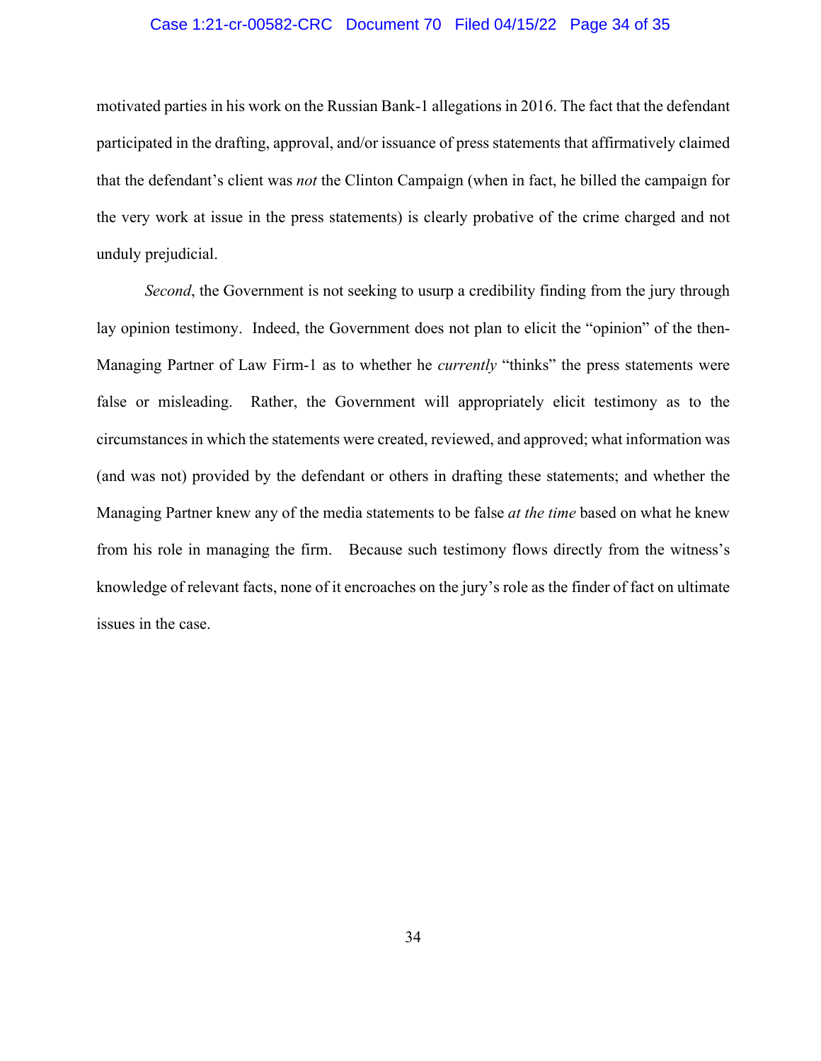motivated parties in his work on the Russian Bank-1 allegations in 2016. The fact that the defendant participated in the drafting, approval, and/or issuance of press statements that affirmatively claimed that the defendant's client was *not* the Clinton Campaign (when in fact, he billed the campaign for the very work at issue in the press statements) is clearly probative of the crime charged and not unduly prejudicial.

*Second*, the Government is not seeking to usurp a credibility finding from the jury through lay opinion testimony. Indeed, the Government does not plan to elicit the "opinion" of the then-Managing Partner of Law Firm-1 as to whether he *currently* "thinks" the press statements were false or misleading. Rather, the Government will appropriately elicit testimony as to the circumstances in which the statements were created, reviewed, and approved; what information was (and was not) provided by the defendant or others in drafting these statements; and whether the Managing Partner knew any of the media statements to be false *at the time* based on what he knew from his role in managing the firm. Because such testimony flows directly from the witness's knowledge of relevant facts, none of it encroaches on the jury's role as the finder of fact on ultimate issues in the case.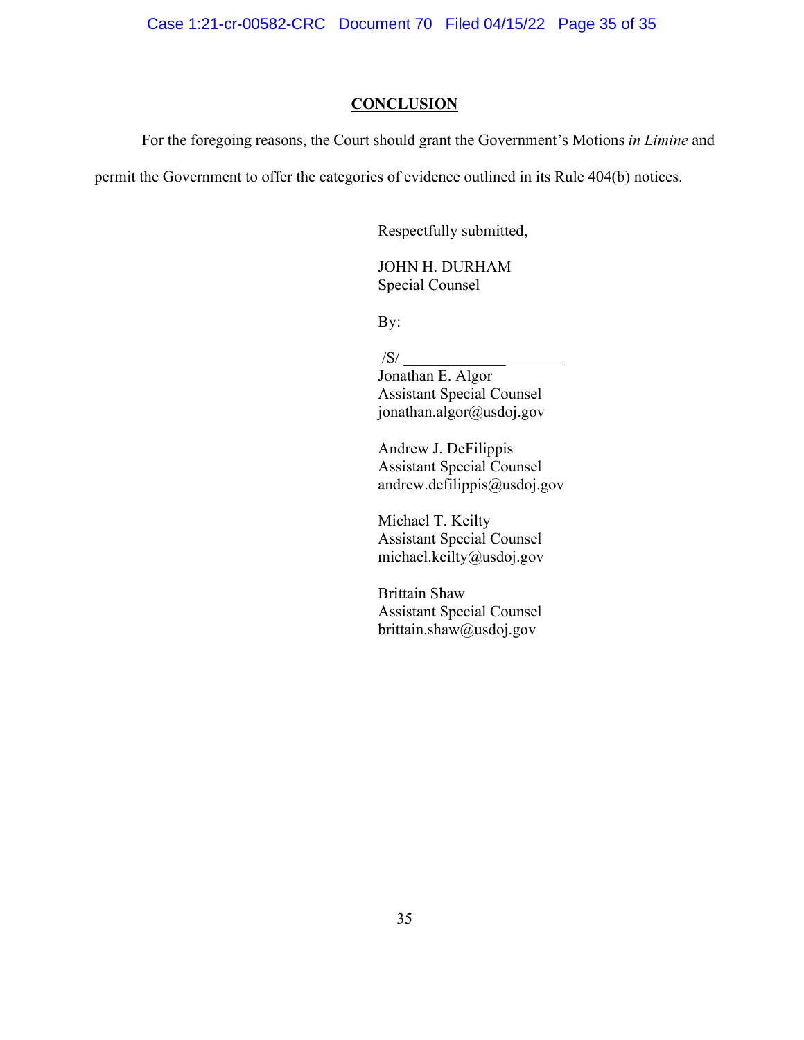## CONCLUSION

For the foregoing reasons, the Court should grant the Government's Motions *in Limine* and permit the Government to offer the categories of evidence outlined in its Rule 404(b) notices.

Respectfully submitted,

JOHN H. DURHAM
Special Counsel

By:

/S/ ____________________

Jonathan E. Algor
Assistant Special Counsel
jonathan.algor@usdoj.gov

Andrew J. DeFilippis
Assistant Special Counsel
andrew.defilippis@usdoj.gov

Michael T. Keilty
Assistant Special Counsel
michael.keilty@usdoj.gov

Brittain Shaw
Assistant Special Counsel
brittain.shaw@usdoj.gov